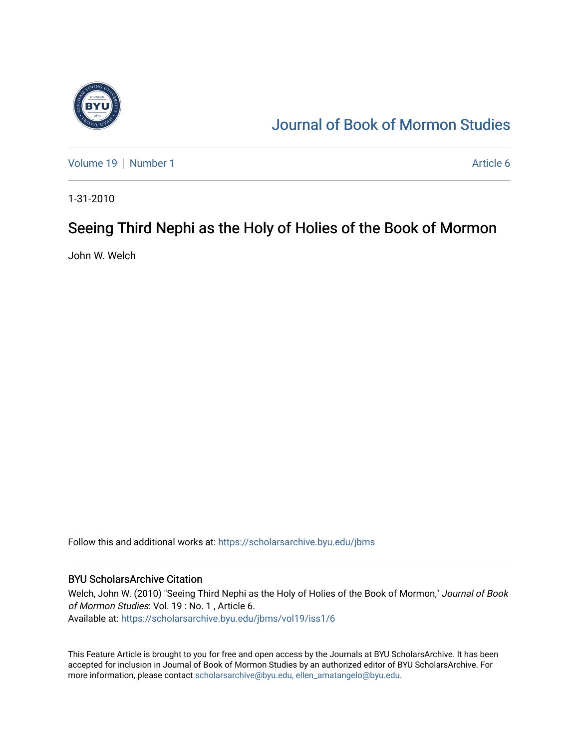# Journal of Book of Mormon Studies

Volume 19 | Number 1 | Article 6

1-31-2010

## Seeing Third Nephi as the Holy of Holies of the Book of Mormon

John W. Welch

Follow this and additional works at: https://scholarsarchive.byu.edu/jbms

### BYU ScholarsArchive Citation

Welch, John W. (2010) "Seeing Third Nephi as the Holy of Holies of the Book of Mormon," *Journal of Book of Mormon Studies*: Vol. 19 : No. 1 , Article 6.
Available at: https://scholarsarchive.byu.edu/jbms/vol19/iss1/6

This Feature Article is brought to you for free and open access by the Journals at BYU ScholarsArchive. It has been accepted for inclusion in Journal of Book of Mormon Studies by an authorized editor of BYU ScholarsArchive. For more information, please contact scholarsarchive@byu.edu, ellen_amatangelo@byu.edu.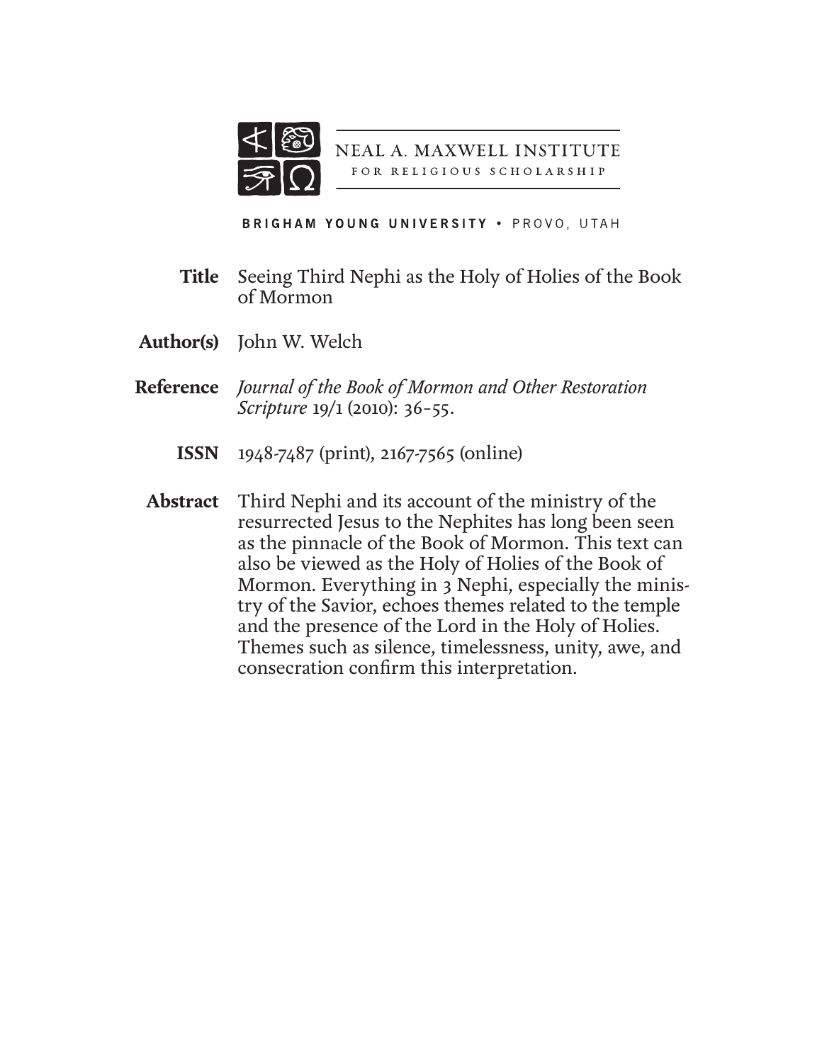NEAL A. MAXWELL INSTITUTE
FOR RELIGIOUS SCHOLARSHIP

BRIGHAM YOUNG UNIVERSITY • PROVO, UTAH

**Title** Seeing Third Nephi as the Holy of Holies of the Book of Mormon

**Author(s)** John W. Welch

**Reference** *Journal of the Book of Mormon and Other Restoration Scripture* 19/1 (2010): 36–55.

**ISSN** 1948-7487 (print), 2167-7565 (online)

**Abstract** Third Nephi and its account of the ministry of the resurrected Jesus to the Nephites has long been seen as the pinnacle of the Book of Mormon. This text can also be viewed as the Holy of Holies of the Book of Mormon. Everything in 3 Nephi, especially the ministry of the Savior, echoes themes related to the temple and the presence of the Lord in the Holy of Holies. Themes such as silence, timelessness, unity, awe, and consecration confirm this interpretation.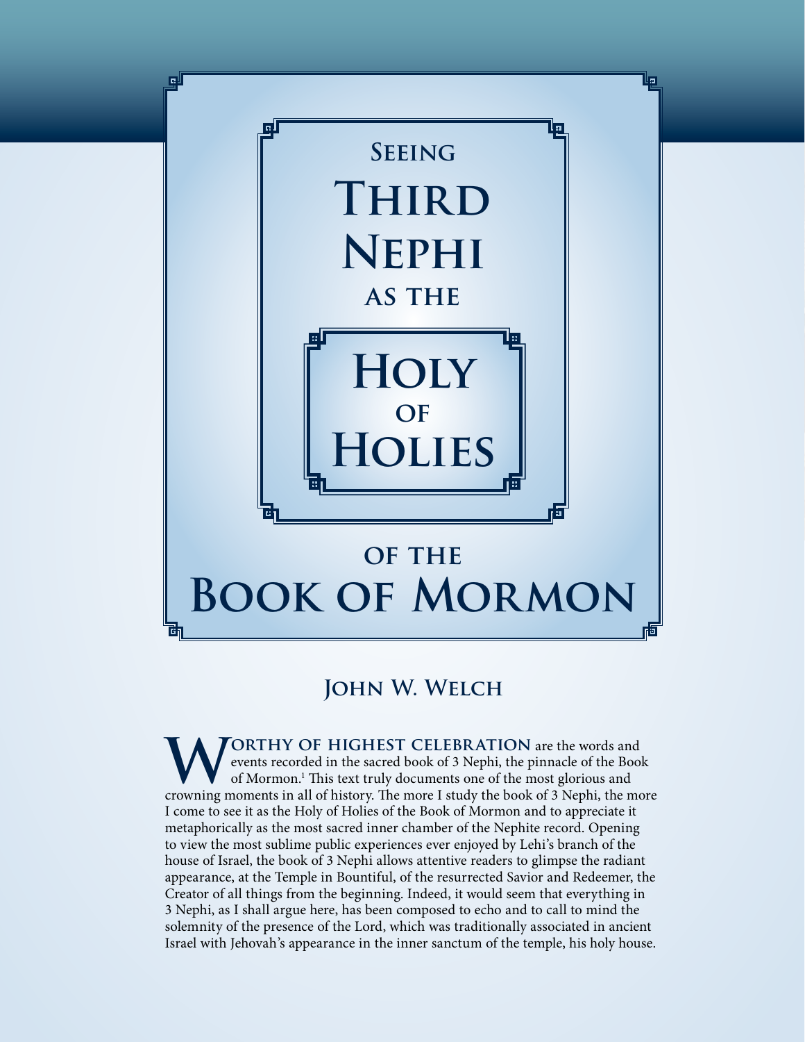# Seeing Third Nephi as the Holy of Holies of the Book of Mormon

## John W. Welch

**Worthy of highest celebration** are the words and events recorded in the sacred book of 3 Nephi, the pinnacle of the Book of Mormon.[1] This text truly documents one of the most glorious and crowning moments in all of history. The more I study the book of 3 Nephi, the more I come to see it as the Holy of Holies of the Book of Mormon and to appreciate it metaphorically as the most sacred inner chamber of the Nephite record. Opening to view the most sublime public experiences ever enjoyed by Lehi's branch of the house of Israel, the book of 3 Nephi allows attentive readers to glimpse the radiant appearance, at the Temple in Bountiful, of the resurrected Savior and Redeemer, the Creator of all things from the beginning. Indeed, it would seem that everything in 3 Nephi, as I shall argue here, has been composed to echo and to call to mind the solemnity of the presence of the Lord, which was traditionally associated in ancient Israel with Jehovah's appearance in the inner sanctum of the temple, his holy house.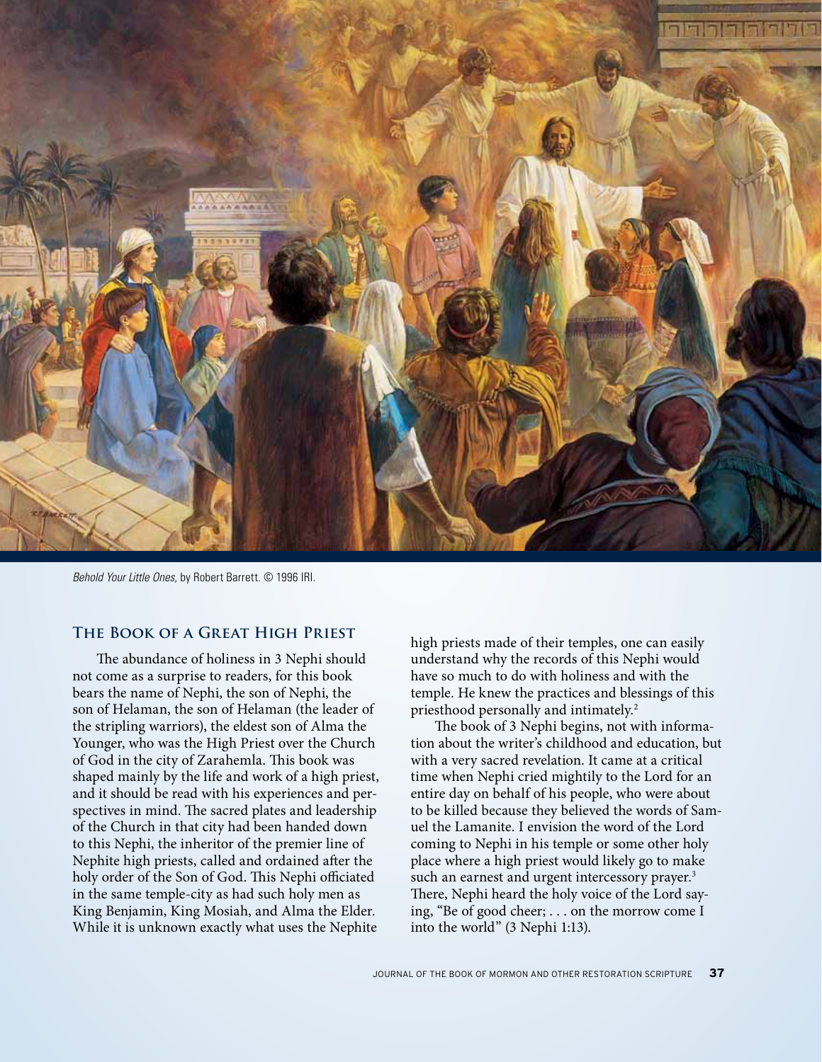*Behold Your Little Ones,* by Robert Barrett. © 1996 IRI.

## The Book of a Great High Priest

The abundance of holiness in 3 Nephi should not come as a surprise to readers, for this book bears the name of Nephi, the son of Nephi, the son of Helaman, the son of Helaman (the leader of the stripling warriors), the eldest son of Alma the Younger, who was the High Priest over the Church of God in the city of Zarahemla. This book was shaped mainly by the life and work of a high priest, and it should be read with his experiences and perspectives in mind. The sacred plates and leadership of the Church in that city had been handed down to this Nephi, the inheritor of the premier line of Nephite high priests, called and ordained after the holy order of the Son of God. This Nephi officiated in the same temple-city as had such holy men as King Benjamin, King Mosiah, and Alma the Elder. While it is unknown exactly what uses the Nephite high priests made of their temples, one can easily understand why the records of this Nephi would have so much to do with holiness and with the temple. He knew the practices and blessings of this priesthood personally and intimately.[2]

The book of 3 Nephi begins, not with information about the writer's childhood and education, but with a very sacred revelation. It came at a critical time when Nephi cried mightily to the Lord for an entire day on behalf of his people, who were about to be killed because they believed the words of Samuel the Lamanite. I envision the word of the Lord coming to Nephi in his temple or some other holy place where a high priest would likely go to make such an earnest and urgent intercessory prayer.[3] There, Nephi heard the holy voice of the Lord saying, "Be of good cheer; . . . on the morrow come I into the world" (3 Nephi 1:13).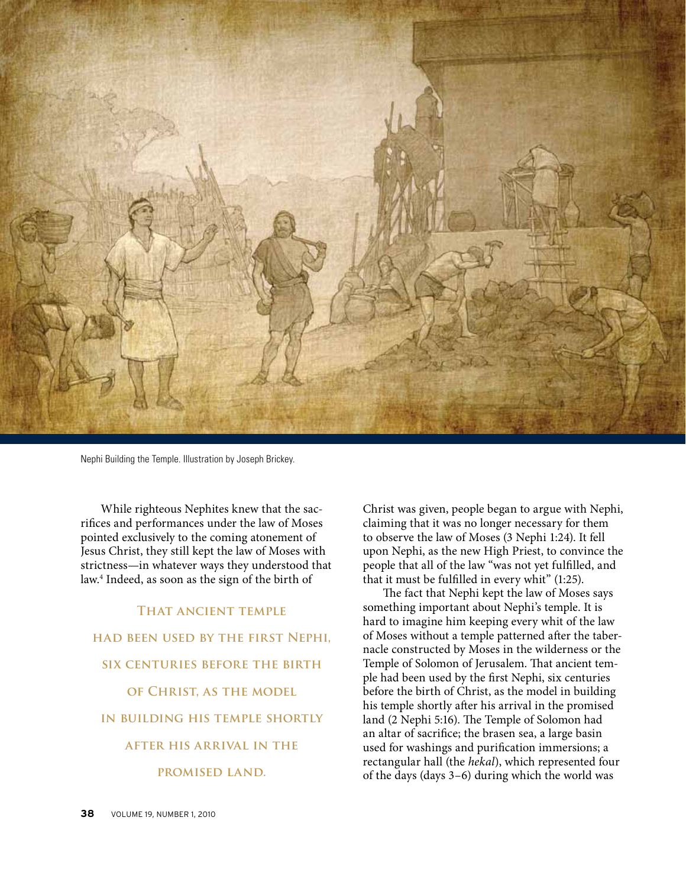Nephi Building the Temple. Illustration by Joseph Brickey.

While righteous Nephites knew that the sacrifices and performances under the law of Moses pointed exclusively to the coming atonement of Jesus Christ, they still kept the law of Moses with strictness—in whatever ways they understood that law.[4] Indeed, as soon as the sign of the birth of Christ was given, people began to argue with Nephi, claiming that it was no longer necessary for them to observe the law of Moses (3 Nephi 1:24). It fell upon Nephi, as the new High Priest, to convince the people that all of the law "was not yet fulfilled, and that it must be fulfilled in every whit" (1:25).

> **That ancient temple had been used by the first Nephi, six centuries before the birth of Christ, as the model in building his temple shortly after his arrival in the promised land.**

The fact that Nephi kept the law of Moses says something important about Nephi's temple. It is hard to imagine him keeping every whit of the law of Moses without a temple patterned after the tabernacle constructed by Moses in the wilderness or the Temple of Solomon of Jerusalem. That ancient temple had been used by the first Nephi, six centuries before the birth of Christ, as the model in building his temple shortly after his arrival in the promised land (2 Nephi 5:16). The Temple of Solomon had an altar of sacrifice; the brasen sea, a large basin used for washings and purification immersions; a rectangular hall (the *hekal*), which represented four of the days (days 3–6) during which the world was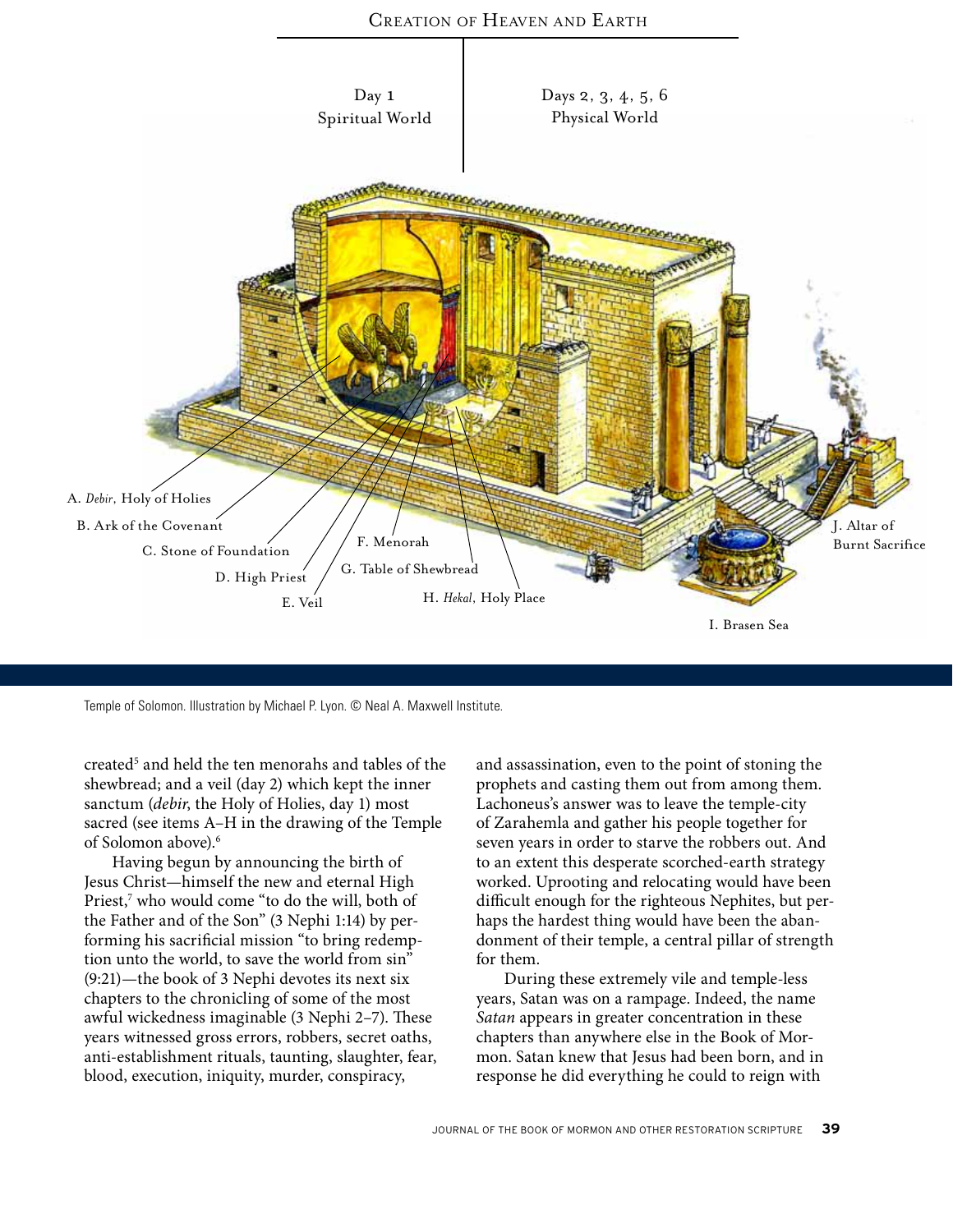Temple of Solomon. Illustration by Michael P. Lyon. © Neal A. Maxwell Institute.

created[5] and held the ten menorahs and tables of the shewbread; and a veil (day 2) which kept the inner sanctum (*debir*, the Holy of Holies, day 1) most sacred (see items A–H in the drawing of the Temple of Solomon above).[6]

Having begun by announcing the birth of Jesus Christ—himself the new and eternal High Priest,[7] who would come "to do the will, both of the Father and of the Son" (3 Nephi 1:14) by performing his sacrificial mission "to bring redemption unto the world, to save the world from sin" (9:21)—the book of 3 Nephi devotes its next six chapters to the chronicling of some of the most awful wickedness imaginable (3 Nephi 2–7). These years witnessed gross errors, robbers, secret oaths, anti-establishment rituals, taunting, slaughter, fear, blood, execution, iniquity, murder, conspiracy, and assassination, even to the point of stoning the prophets and casting them out from among them. Lachoneus's answer was to leave the temple-city of Zarahemla and gather his people together for seven years in order to starve the robbers out. And to an extent this desperate scorched-earth strategy worked. Uprooting and relocating would have been difficult enough for the righteous Nephites, but perhaps the hardest thing would have been the abandonment of their temple, a central pillar of strength for them.

During these extremely vile and temple-less years, Satan was on a rampage. Indeed, the name *Satan* appears in greater concentration in these chapters than anywhere else in the Book of Mormon. Satan knew that Jesus had been born, and in response he did everything he could to reign with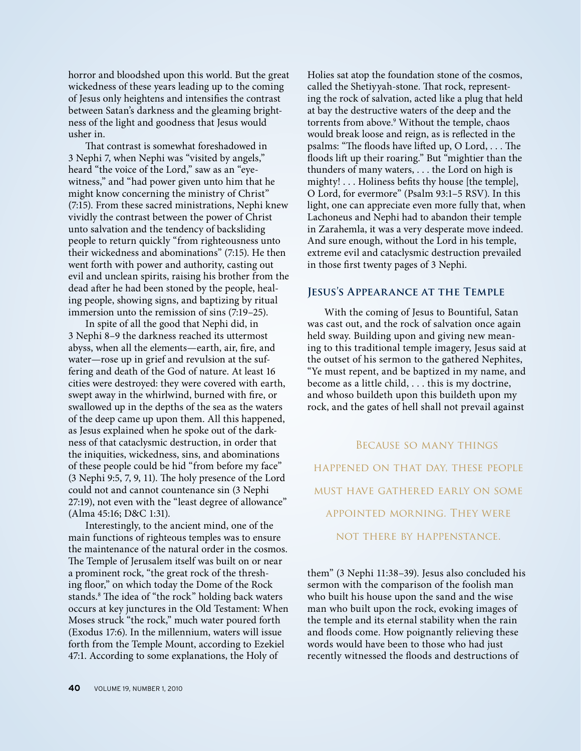horror and bloodshed upon this world. But the great wickedness of these years leading up to the coming of Jesus only heightens and intensifies the contrast between Satan's darkness and the gleaming brightness of the light and goodness that Jesus would usher in.

That contrast is somewhat foreshadowed in 3 Nephi 7, when Nephi was "visited by angels," heard "the voice of the Lord," saw as an "eyewitness," and "had power given unto him that he might know concerning the ministry of Christ" (7:15). From these sacred ministrations, Nephi knew vividly the contrast between the power of Christ unto salvation and the tendency of backsliding people to return quickly "from righteousness unto their wickedness and abominations" (7:15). He then went forth with power and authority, casting out evil and unclean spirits, raising his brother from the dead after he had been stoned by the people, healing people, showing signs, and baptizing by ritual immersion unto the remission of sins (7:19–25).

In spite of all the good that Nephi did, in 3 Nephi 8–9 the darkness reached its uttermost abyss, when all the elements—earth, air, fire, and water—rose up in grief and revulsion at the suffering and death of the God of nature. At least 16 cities were destroyed: they were covered with earth, swept away in the whirlwind, burned with fire, or swallowed up in the depths of the sea as the waters of the deep came up upon them. All this happened, as Jesus explained when he spoke out of the darkness of that cataclysmic destruction, in order that the iniquities, wickedness, sins, and abominations of these people could be hid "from before my face" (3 Nephi 9:5, 7, 9, 11). The holy presence of the Lord could not and cannot countenance sin (3 Nephi 27:19), not even with the "least degree of allowance" (Alma 45:16; D&C 1:31).

Interestingly, to the ancient mind, one of the main functions of righteous temples was to ensure the maintenance of the natural order in the cosmos. The Temple of Jerusalem itself was built on or near a prominent rock, "the great rock of the threshing floor," on which today the Dome of the Rock stands.[8] The idea of "the rock" holding back waters occurs at key junctures in the Old Testament: When Moses struck "the rock," much water poured forth (Exodus 17:6). In the millennium, waters will issue forth from the Temple Mount, according to Ezekiel 47:1. According to some explanations, the Holy of Holies sat atop the foundation stone of the cosmos, called the Shetiyyah-stone. That rock, representing the rock of salvation, acted like a plug that held at bay the destructive waters of the deep and the torrents from above.[9] Without the temple, chaos would break loose and reign, as is reflected in the psalms: "The floods have lifted up, O Lord, . . . The floods lift up their roaring." But "mightier than the thunders of many waters, . . . the Lord on high is mighty! . . . Holiness befits thy house [the temple], O Lord, for evermore" (Psalm 93:1–5 RSV). In this light, one can appreciate even more fully that, when Lachoneus and Nephi had to abandon their temple in Zarahemla, it was a very desperate move indeed. And sure enough, without the Lord in his temple, extreme evil and cataclysmic destruction prevailed in those first twenty pages of 3 Nephi.

## Jesus's Appearance at the Temple

With the coming of Jesus to Bountiful, Satan was cast out, and the rock of salvation once again held sway. Building upon and giving new meaning to this traditional temple imagery, Jesus said at the outset of his sermon to the gathered Nephites, "Ye must repent, and be baptized in my name, and become as a little child, . . . this is my doctrine, and whoso buildeth upon this buildeth upon my rock, and the gates of hell shall not prevail against them" (3 Nephi 11:38–39). Jesus also concluded his sermon with the comparison of the foolish man who built his house upon the sand and the wise man who built upon the rock, evoking images of the temple and its eternal stability when the rain and floods come. How poignantly relieving these words would have been to those who had just recently witnessed the floods and destructions of

> Because so many things happened on that day, these people must have gathered early on some appointed morning. They were not there by happenstance.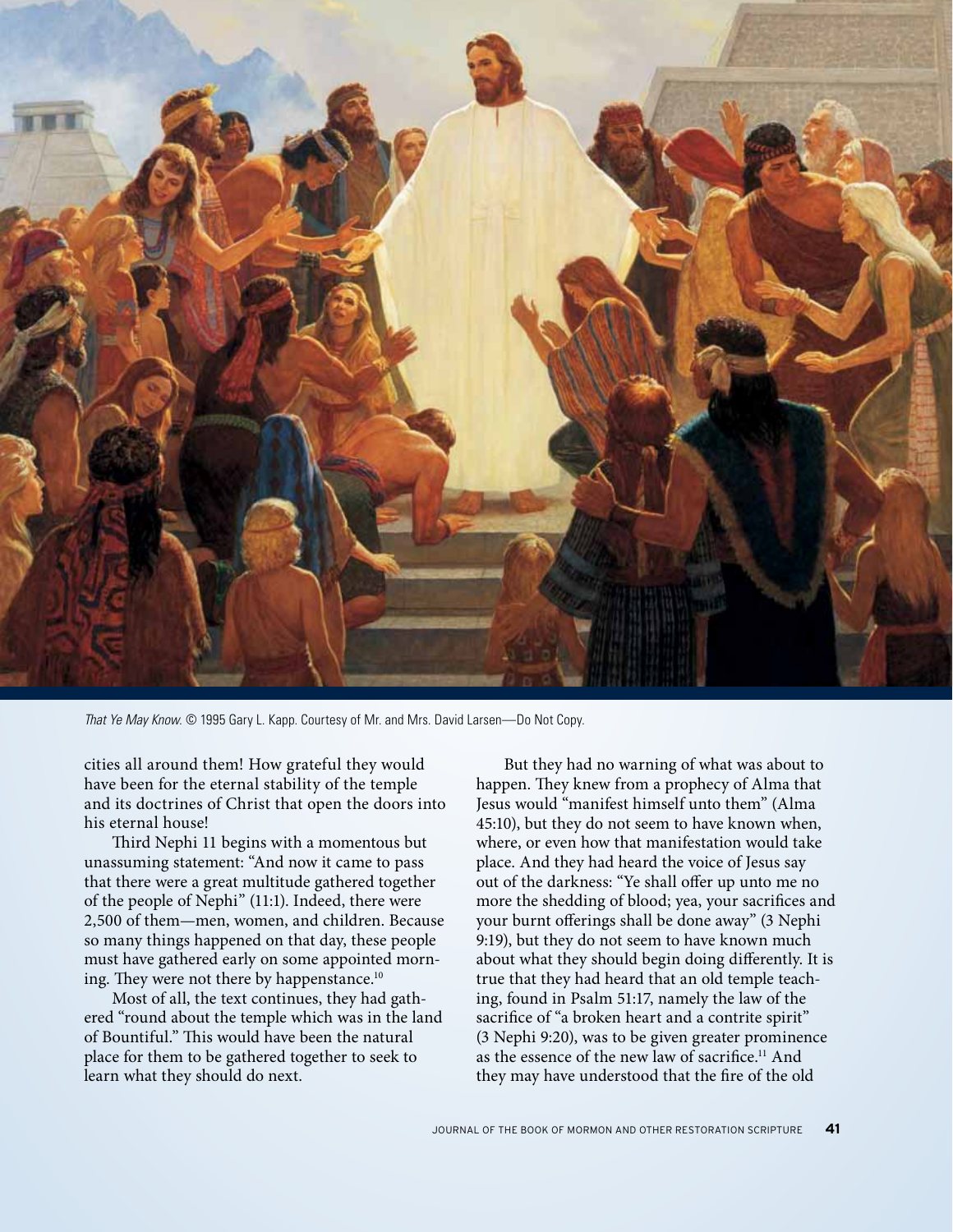*That Ye May Know.* © 1995 Gary L. Kapp. Courtesy of Mr. and Mrs. David Larsen—Do Not Copy.

cities all around them! How grateful they would have been for the eternal stability of the temple and its doctrines of Christ that open the doors into his eternal house!

Third Nephi 11 begins with a momentous but unassuming statement: "And now it came to pass that there were a great multitude gathered together of the people of Nephi" (11:1). Indeed, there were 2,500 of them—men, women, and children. Because so many things happened on that day, these people must have gathered early on some appointed morning. They were not there by happenstance.[10]

Most of all, the text continues, they had gathered "round about the temple which was in the land of Bountiful." This would have been the natural place for them to be gathered together to seek to learn what they should do next.

But they had no warning of what was about to happen. They knew from a prophecy of Alma that Jesus would "manifest himself unto them" (Alma 45:10), but they do not seem to have known when, where, or even how that manifestation would take place. And they had heard the voice of Jesus say out of the darkness: "Ye shall offer up unto me no more the shedding of blood; yea, your sacrifices and your burnt offerings shall be done away" (3 Nephi 9:19), but they do not seem to have known much about what they should begin doing differently. It is true that they had heard that an old temple teaching, found in Psalm 51:17, namely the law of the sacrifice of "a broken heart and a contrite spirit" (3 Nephi 9:20), was to be given greater prominence as the essence of the new law of sacrifice.[11] And they may have understood that the fire of the old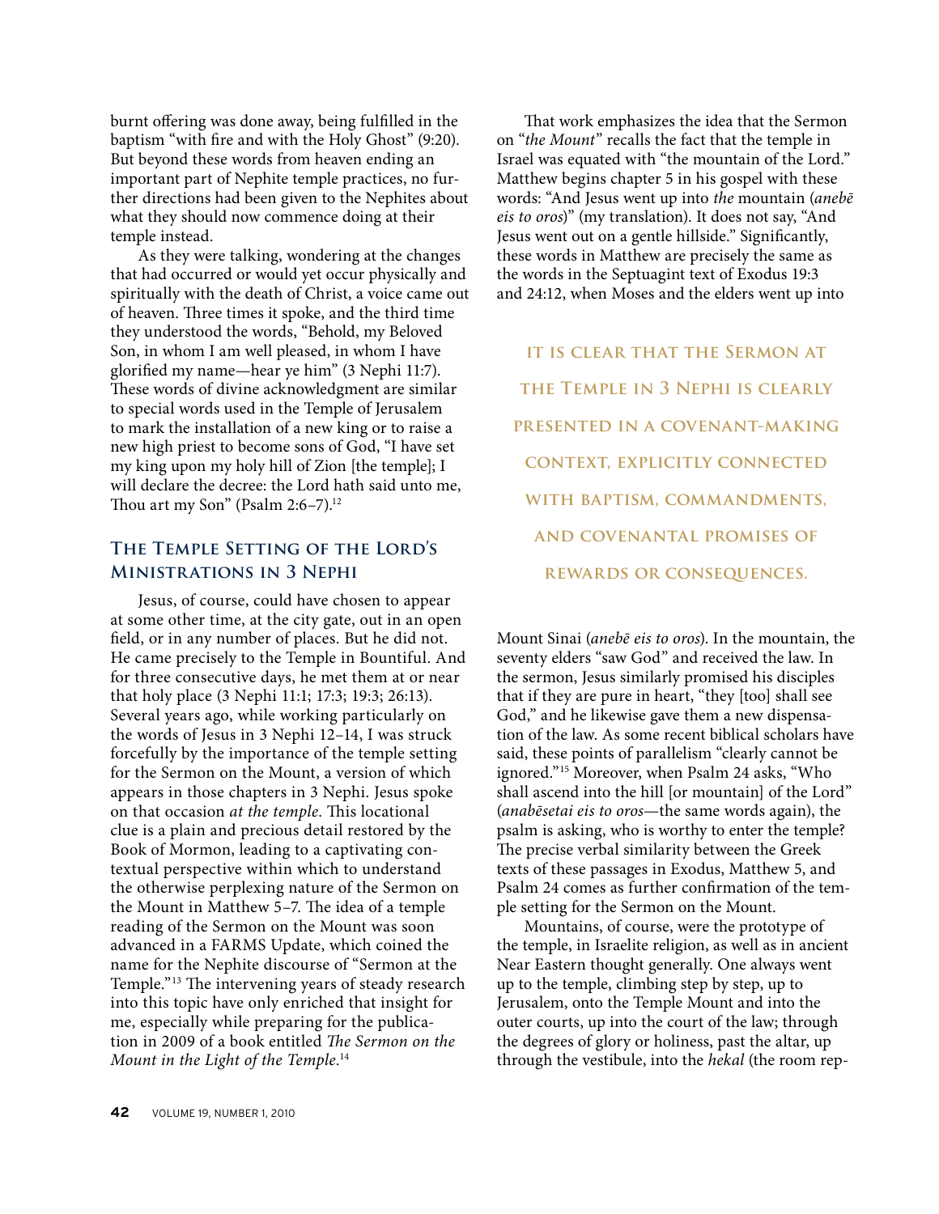burnt offering was done away, being fulfilled in the baptism "with fire and with the Holy Ghost" (9:20). But beyond these words from heaven ending an important part of Nephite temple practices, no further directions had been given to the Nephites about what they should now commence doing at their temple instead.

As they were talking, wondering at the changes that had occurred or would yet occur physically and spiritually with the death of Christ, a voice came out of heaven. Three times it spoke, and the third time they understood the words, "Behold, my Beloved Son, in whom I am well pleased, in whom I have glorified my name—hear ye him" (3 Nephi 11:7). These words of divine acknowledgment are similar to special words used in the Temple of Jerusalem to mark the installation of a new king or to raise a new high priest to become sons of God, "I have set my king upon my holy hill of Zion [the temple]; I will declare the decree: the Lord hath said unto me, Thou art my Son" (Psalm 2:6–7).[12]

## The Temple Setting of the Lord's Ministrations in 3 Nephi

Jesus, of course, could have chosen to appear at some other time, at the city gate, out in an open field, or in any number of places. But he did not. He came precisely to the Temple in Bountiful. And for three consecutive days, he met them at or near that holy place (3 Nephi 11:1; 17:3; 19:3; 26:13). Several years ago, while working particularly on the words of Jesus in 3 Nephi 12–14, I was struck forcefully by the importance of the temple setting for the Sermon on the Mount, a version of which appears in those chapters in 3 Nephi. Jesus spoke on that occasion *at the temple*. This locational clue is a plain and precious detail restored by the Book of Mormon, leading to a captivating contextual perspective within which to understand the otherwise perplexing nature of the Sermon on the Mount in Matthew 5–7. The idea of a temple reading of the Sermon on the Mount was soon advanced in a FARMS Update, which coined the name for the Nephite discourse of "Sermon at the Temple."[13] The intervening years of steady research into this topic have only enriched that insight for me, especially while preparing for the publication in 2009 of a book entitled *The Sermon on the Mount in the Light of the Temple*.[14]

That work emphasizes the idea that the Sermon on "*the Mount*" recalls the fact that the temple in Israel was equated with "the mountain of the Lord." Matthew begins chapter 5 in his gospel with these words: "And Jesus went up into *the* mountain (*anebē eis to oros*)" (my translation). It does not say, "And Jesus went out on a gentle hillside." Significantly, these words in Matthew are precisely the same as the words in the Septuagint text of Exodus 19:3 and 24:12, when Moses and the elders went up into Mount Sinai (*anebē eis to oros*). In the mountain, the seventy elders "saw God" and received the law. In the sermon, Jesus similarly promised his disciples that if they are pure in heart, "they [too] shall see God," and he likewise gave them a new dispensation of the law. As some recent biblical scholars have said, these points of parallelism "clearly cannot be ignored."[15] Moreover, when Psalm 24 asks, "Who shall ascend into the hill [or mountain] of the Lord" (*anabēsetai eis to oros*—the same words again), the psalm is asking, who is worthy to enter the temple? The precise verbal similarity between the Greek texts of these passages in Exodus, Matthew 5, and Psalm 24 comes as further confirmation of the temple setting for the Sermon on the Mount.

> **It is clear that the Sermon at the Temple in 3 Nephi is clearly presented in a covenant-making context, explicitly connected with baptism, commandments, and covenantal promises of rewards or consequences.**

Mountains, of course, were the prototype of the temple, in Israelite religion, as well as in ancient Near Eastern thought generally. One always went up to the temple, climbing step by step, up to Jerusalem, onto the Temple Mount and into the outer courts, up into the court of the law; through the degrees of glory or holiness, past the altar, up through the vestibule, into the *hekal* (the room rep-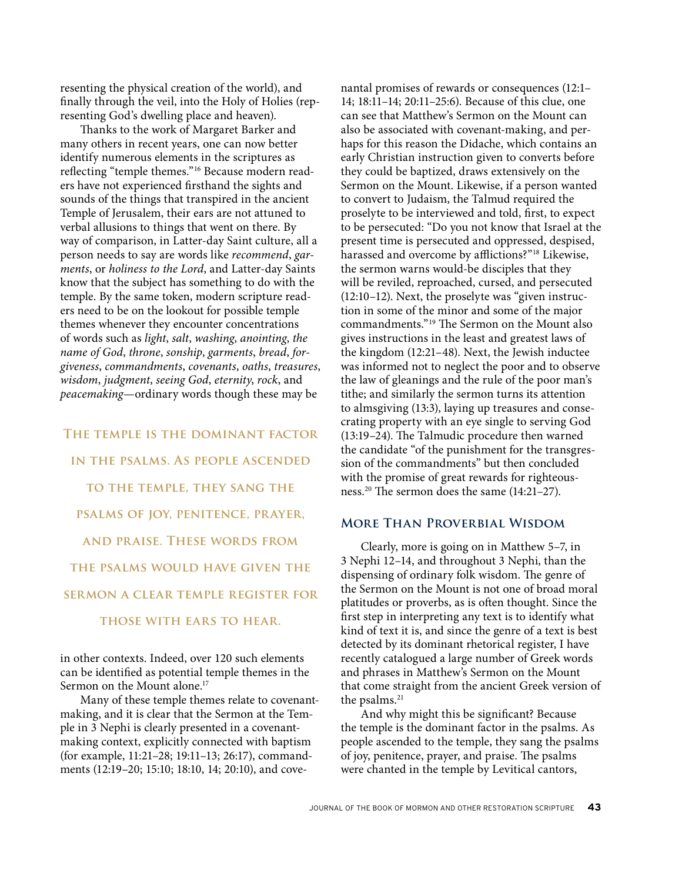resenting the physical creation of the world), and finally through the veil, into the Holy of Holies (representing God's dwelling place and heaven).

Thanks to the work of Margaret Barker and many others in recent years, one can now better identify numerous elements in the scriptures as reflecting "temple themes."[16] Because modern readers have not experienced firsthand the sights and sounds of the things that transpired in the ancient Temple of Jerusalem, their ears are not attuned to verbal allusions to things that went on there. By way of comparison, in Latter-day Saint culture, all a person needs to say are words like *recommend*, *garments*, or *holiness to the Lord*, and Latter-day Saints know that the subject has something to do with the temple. By the same token, modern scripture readers need to be on the lookout for possible temple themes whenever they encounter concentrations of words such as *light*, *salt*, *washing*, *anointing*, *the name of God*, *throne*, *sonship*, *garments*, *bread*, *forgiveness*, *commandments*, *covenants*, *oaths*, *treasures*, *wisdom*, *judgment*, *seeing God*, *eternity*, *rock*, and *peacemaking*—ordinary words though these may be in other contexts. Indeed, over 120 such elements can be identified as potential temple themes in the Sermon on the Mount alone.[17]

**The temple is the dominant factor in the psalms. As people ascended to the temple, they sang the psalms of joy, penitence, prayer, and praise. These words from the psalms would have given the sermon a clear temple register for those with ears to hear.**

Many of these temple themes relate to covenant-making, and it is clear that the Sermon at the Temple in 3 Nephi is clearly presented in a covenant-making context, explicitly connected with baptism (for example, 11:21–28; 19:11–13; 26:17), commandments (12:19–20; 15:10; 18:10, 14; 20:10), and covenantal promises of rewards or consequences (12:1–14; 18:11–14; 20:11–25:6). Because of this clue, one can see that Matthew's Sermon on the Mount can also be associated with covenant-making, and perhaps for this reason the Didache, which contains an early Christian instruction given to converts before they could be baptized, draws extensively on the Sermon on the Mount. Likewise, if a person wanted to convert to Judaism, the Talmud required the proselyte to be interviewed and told, first, to expect to be persecuted: "Do you not know that Israel at the present time is persecuted and oppressed, despised, harassed and overcome by afflictions?"[18] Likewise, the sermon warns would-be disciples that they will be reviled, reproached, cursed, and persecuted (12:10–12). Next, the proselyte was "given instruction in some of the minor and some of the major commandments."[19] The Sermon on the Mount also gives instructions in the least and greatest laws of the kingdom (12:21–48). Next, the Jewish inductee was informed not to neglect the poor and to observe the law of gleanings and the rule of the poor man's tithe; and similarly the sermon turns its attention to almsgiving (13:3), laying up treasures and consecrating property with an eye single to serving God (13:19–24). The Talmudic procedure then warned the candidate "of the punishment for the transgression of the commandments" but then concluded with the promise of great rewards for righteousness.[20] The sermon does the same (14:21–27).

## More Than Proverbial Wisdom

Clearly, more is going on in Matthew 5–7, in 3 Nephi 12–14, and throughout 3 Nephi, than the dispensing of ordinary folk wisdom. The genre of the Sermon on the Mount is not one of broad moral platitudes or proverbs, as is often thought. Since the first step in interpreting any text is to identify what kind of text it is, and since the genre of a text is best detected by its dominant rhetorical register, I have recently catalogued a large number of Greek words and phrases in Matthew's Sermon on the Mount that come straight from the ancient Greek version of the psalms.[21]

And why might this be significant? Because the temple is the dominant factor in the psalms. As people ascended to the temple, they sang the psalms of joy, penitence, prayer, and praise. The psalms were chanted in the temple by Levitical cantors,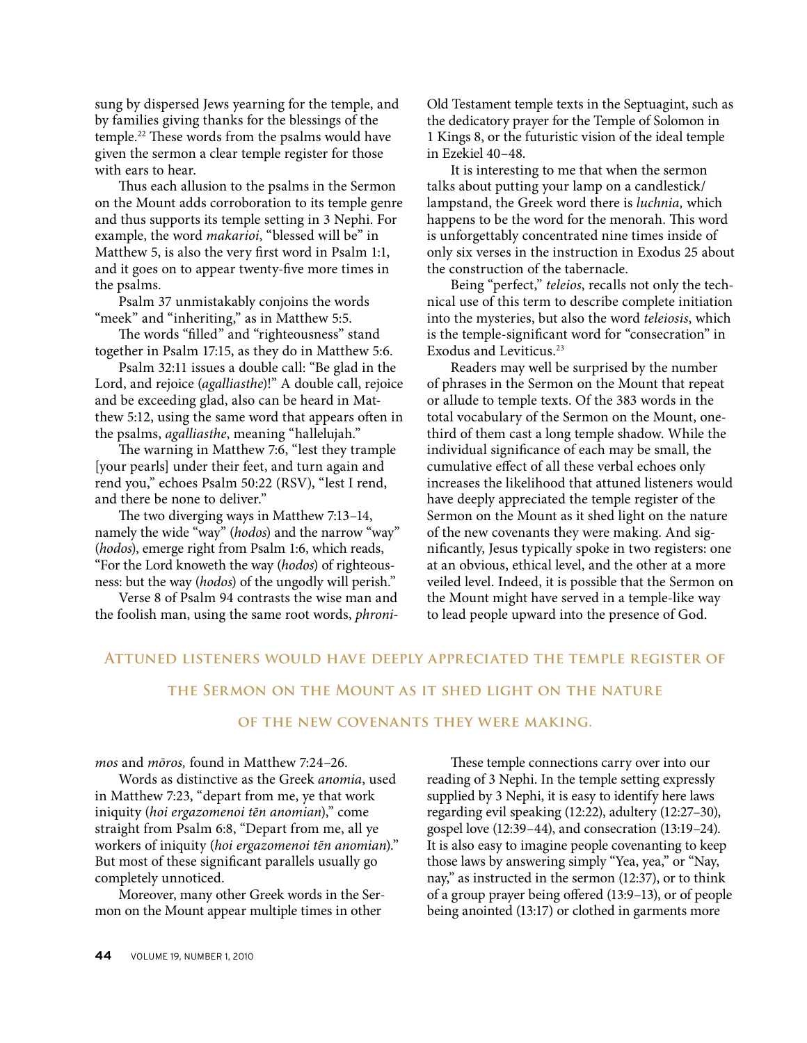sung by dispersed Jews yearning for the temple, and by families giving thanks for the blessings of the temple.[22] These words from the psalms would have given the sermon a clear temple register for those with ears to hear.

Thus each allusion to the psalms in the Sermon on the Mount adds corroboration to its temple genre and thus supports its temple setting in 3 Nephi. For example, the word *makarioi*, "blessed will be" in Matthew 5, is also the very first word in Psalm 1:1, and it goes on to appear twenty-five more times in the psalms.

Psalm 37 unmistakably conjoins the words "meek" and "inheriting," as in Matthew 5:5.

The words "filled" and "righteousness" stand together in Psalm 17:15, as they do in Matthew 5:6.

Psalm 32:11 issues a double call: "Be glad in the Lord, and rejoice (*agalliasthe*)!" A double call, rejoice and be exceeding glad, also can be heard in Matthew 5:12, using the same word that appears often in the psalms, *agalliasthe*, meaning "hallelujah."

The warning in Matthew 7:6, "lest they trample [your pearls] under their feet, and turn again and rend you," echoes Psalm 50:22 (RSV), "lest I rend, and there be none to deliver."

The two diverging ways in Matthew 7:13–14, namely the wide "way" (*hodos*) and the narrow "way" (*hodos*), emerge right from Psalm 1:6, which reads, "For the Lord knoweth the way (*hodos*) of righteousness: but the way (*hodos*) of the ungodly will perish."

Verse 8 of Psalm 94 contrasts the wise man and the foolish man, using the same root words, *phronimos* and *mōros,* found in Matthew 7:24–26.

Words as distinctive as the Greek *anomia*, used in Matthew 7:23, "depart from me, ye that work iniquity (*hoi ergazomenoi tēn anomian*)," come straight from Psalm 6:8, "Depart from me, all ye workers of iniquity (*hoi ergazomenoi tēn anomian*)." But most of these significant parallels usually go completely unnoticed.

Moreover, many other Greek words in the Sermon on the Mount appear multiple times in other Old Testament temple texts in the Septuagint, such as the dedicatory prayer for the Temple of Solomon in 1 Kings 8, or the futuristic vision of the ideal temple in Ezekiel 40–48.

It is interesting to me that when the sermon talks about putting your lamp on a candlestick/lampstand, the Greek word there is *luchnia,* which happens to be the word for the menorah. This word is unforgettably concentrated nine times inside of only six verses in the instruction in Exodus 25 about the construction of the tabernacle.

Being "perfect," *teleios*, recalls not only the technical use of this term to describe complete initiation into the mysteries, but also the word *teleiosis*, which is the temple-significant word for "consecration" in Exodus and Leviticus.[23]

Readers may well be surprised by the number of phrases in the Sermon on the Mount that repeat or allude to temple texts. Of the 383 words in the total vocabulary of the Sermon on the Mount, one-third of them cast a long temple shadow. While the individual significance of each may be small, the cumulative effect of all these verbal echoes only increases the likelihood that attuned listeners would have deeply appreciated the temple register of the Sermon on the Mount as it shed light on the nature of the new covenants they were making. And significantly, Jesus typically spoke in two registers: one at an obvious, ethical level, and the other at a more veiled level. Indeed, it is possible that the Sermon on the Mount might have served in a temple-like way to lead people upward into the presence of God.

**Attuned listeners would have deeply appreciated the temple register of the Sermon on the Mount as it shed light on the nature of the new covenants they were making.**

These temple connections carry over into our reading of 3 Nephi. In the temple setting expressly supplied by 3 Nephi, it is easy to identify here laws regarding evil speaking (12:22), adultery (12:27–30), gospel love (12:39–44), and consecration (13:19–24). It is also easy to imagine people covenanting to keep those laws by answering simply "Yea, yea," or "Nay, nay," as instructed in the sermon (12:37), or to think of a group prayer being offered (13:9–13), or of people being anointed (13:17) or clothed in garments more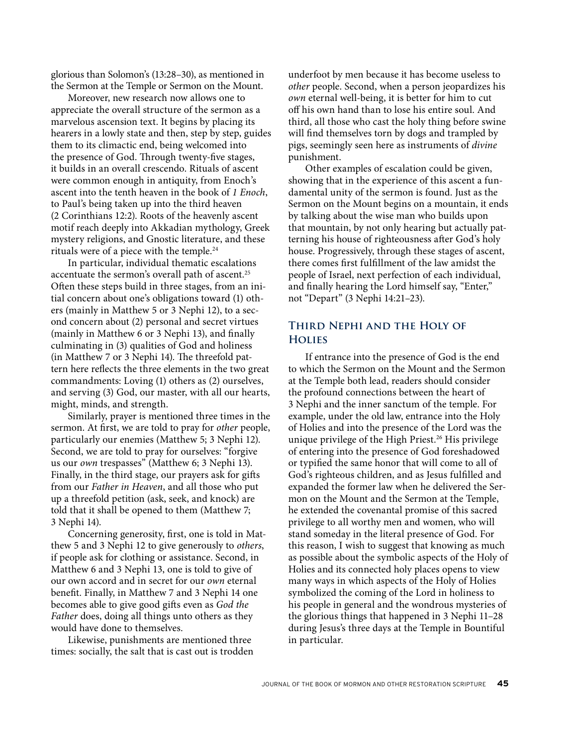glorious than Solomon's (13:28–30), as mentioned in the Sermon at the Temple or Sermon on the Mount.

Moreover, new research now allows one to appreciate the overall structure of the sermon as a marvelous ascension text. It begins by placing its hearers in a lowly state and then, step by step, guides them to its climactic end, being welcomed into the presence of God. Through twenty-five stages, it builds in an overall crescendo. Rituals of ascent were common enough in antiquity, from Enoch's ascent into the tenth heaven in the book of *1 Enoch*, to Paul's being taken up into the third heaven (2 Corinthians 12:2). Roots of the heavenly ascent motif reach deeply into Akkadian mythology, Greek mystery religions, and Gnostic literature, and these rituals were of a piece with the temple.[24]

In particular, individual thematic escalations accentuate the sermon's overall path of ascent.[25] Often these steps build in three stages, from an initial concern about one's obligations toward (1) others (mainly in Matthew 5 or 3 Nephi 12), to a second concern about (2) personal and secret virtues (mainly in Matthew 6 or 3 Nephi 13), and finally culminating in (3) qualities of God and holiness (in Matthew 7 or 3 Nephi 14). The threefold pattern here reflects the three elements in the two great commandments: Loving (1) others as (2) ourselves, and serving (3) God, our master, with all our hearts, might, minds, and strength.

Similarly, prayer is mentioned three times in the sermon. At first, we are told to pray for *other* people, particularly our enemies (Matthew 5; 3 Nephi 12). Second, we are told to pray for ourselves: "forgive us our *own* trespasses" (Matthew 6; 3 Nephi 13). Finally, in the third stage, our prayers ask for gifts from our *Father in Heaven*, and all those who put up a threefold petition (ask, seek, and knock) are told that it shall be opened to them (Matthew 7; 3 Nephi 14).

Concerning generosity, first, one is told in Matthew 5 and 3 Nephi 12 to give generously to *others*, if people ask for clothing or assistance. Second, in Matthew 6 and 3 Nephi 13, one is told to give of our own accord and in secret for our *own* eternal benefit. Finally, in Matthew 7 and 3 Nephi 14 one becomes able to give good gifts even as *God the Father* does, doing all things unto others as they would have done to themselves.

Likewise, punishments are mentioned three times: socially, the salt that is cast out is trodden underfoot by men because it has become useless to *other* people. Second, when a person jeopardizes his *own* eternal well-being, it is better for him to cut off his own hand than to lose his entire soul. And third, all those who cast the holy thing before swine will find themselves torn by dogs and trampled by pigs, seemingly seen here as instruments of *divine* punishment.

Other examples of escalation could be given, showing that in the experience of this ascent a fundamental unity of the sermon is found. Just as the Sermon on the Mount begins on a mountain, it ends by talking about the wise man who builds upon that mountain, by not only hearing but actually patterning his house of righteousness after God's holy house. Progressively, through these stages of ascent, there comes first fulfillment of the law amidst the people of Israel, next perfection of each individual, and finally hearing the Lord himself say, "Enter," not "Depart" (3 Nephi 14:21–23).

## Third Nephi and the Holy of Holies

If entrance into the presence of God is the end to which the Sermon on the Mount and the Sermon at the Temple both lead, readers should consider the profound connections between the heart of 3 Nephi and the inner sanctum of the temple. For example, under the old law, entrance into the Holy of Holies and into the presence of the Lord was the unique privilege of the High Priest.[26] His privilege of entering into the presence of God foreshadowed or typified the same honor that will come to all of God's righteous children, and as Jesus fulfilled and expanded the former law when he delivered the Sermon on the Mount and the Sermon at the Temple, he extended the covenantal promise of this sacred privilege to all worthy men and women, who will stand someday in the literal presence of God. For this reason, I wish to suggest that knowing as much as possible about the symbolic aspects of the Holy of Holies and its connected holy places opens to view many ways in which aspects of the Holy of Holies symbolized the coming of the Lord in holiness to his people in general and the wondrous mysteries of the glorious things that happened in 3 Nephi 11–28 during Jesus's three days at the Temple in Bountiful in particular.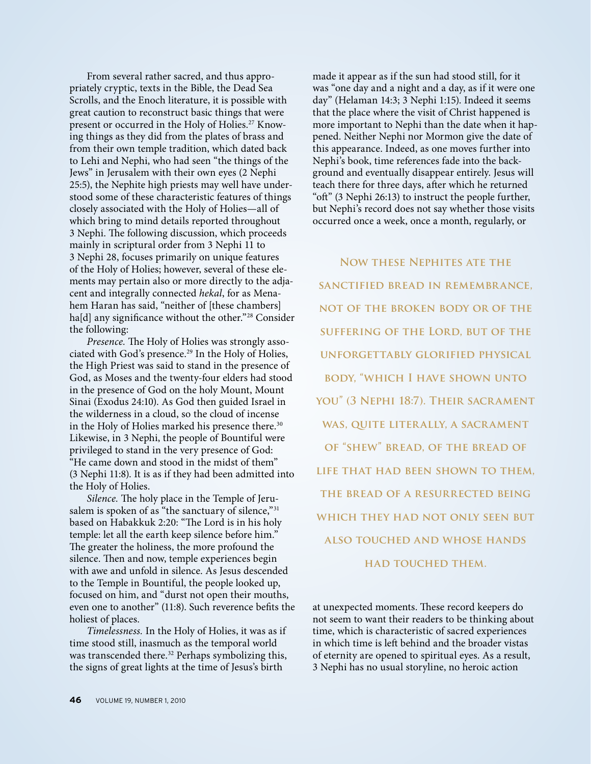From several rather sacred, and thus appropriately cryptic, texts in the Bible, the Dead Sea Scrolls, and the Enoch literature, it is possible with great caution to reconstruct basic things that were present or occurred in the Holy of Holies.[27] Knowing things as they did from the plates of brass and from their own temple tradition, which dated back to Lehi and Nephi, who had seen "the things of the Jews" in Jerusalem with their own eyes (2 Nephi 25:5), the Nephite high priests may well have understood some of these characteristic features of things closely associated with the Holy of Holies—all of which bring to mind details reported throughout 3 Nephi. The following discussion, which proceeds mainly in scriptural order from 3 Nephi 11 to 3 Nephi 28, focuses primarily on unique features of the Holy of Holies; however, several of these elements may pertain also or more directly to the adjacent and integrally connected *hekal*, for as Menahem Haran has said, "neither of [these chambers] ha[d] any significance without the other."[28] Consider the following:

*Presence.* The Holy of Holies was strongly associated with God's presence.[29] In the Holy of Holies, the High Priest was said to stand in the presence of God, as Moses and the twenty-four elders had stood in the presence of God on the holy Mount, Mount Sinai (Exodus 24:10). As God then guided Israel in the wilderness in a cloud, so the cloud of incense in the Holy of Holies marked his presence there.[30] Likewise, in 3 Nephi, the people of Bountiful were privileged to stand in the very presence of God: "He came down and stood in the midst of them" (3 Nephi 11:8). It is as if they had been admitted into the Holy of Holies.

*Silence.* The holy place in the Temple of Jerusalem is spoken of as "the sanctuary of silence,"[31] based on Habakkuk 2:20: "The Lord is in his holy temple: let all the earth keep silence before him." The greater the holiness, the more profound the silence. Then and now, temple experiences begin with awe and unfold in silence. As Jesus descended to the Temple in Bountiful, the people looked up, focused on him, and "durst not open their mouths, even one to another" (11:8). Such reverence befits the holiest of places.

*Timelessness.* In the Holy of Holies, it was as if time stood still, inasmuch as the temporal world was transcended there.[32] Perhaps symbolizing this, the signs of great lights at the time of Jesus's birth made it appear as if the sun had stood still, for it was "one day and a night and a day, as if it were one day" (Helaman 14:3; 3 Nephi 1:15). Indeed it seems that the place where the visit of Christ happened is more important to Nephi than the date when it happened. Neither Nephi nor Mormon give the date of this appearance. Indeed, as one moves further into Nephi's book, time references fade into the background and eventually disappear entirely. Jesus will teach there for three days, after which he returned "oft" (3 Nephi 26:13) to instruct the people further, but Nephi's record does not say whether those visits occurred once a week, once a month, regularly, or at unexpected moments. These record keepers do not seem to want their readers to be thinking about time, which is characteristic of sacred experiences in which time is left behind and the broader vistas of eternity are opened to spiritual eyes. As a result, 3 Nephi has no usual storyline, no heroic action

> Now these Nephites ate the sanctified bread in remembrance, not of the broken body or of the suffering of the Lord, but of the unforgettably glorified physical body, "which I have shown unto you" (3 Nephi 18:7). Their sacrament was, quite literally, a sacrament of "shew" bread, of the bread of life that had been shown to them, the bread of a resurrected being which they had not only seen but also touched and whose hands had touched them.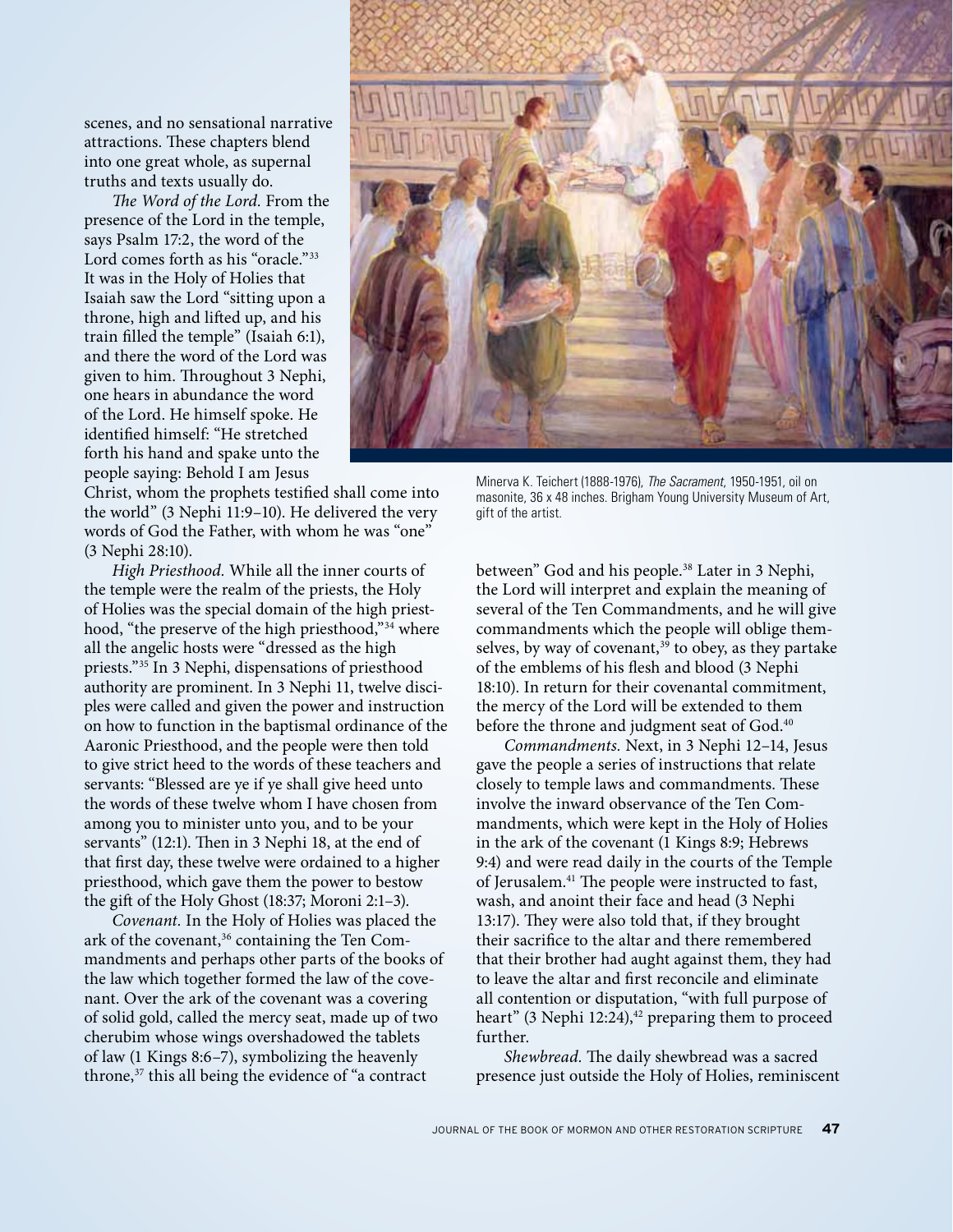scenes, and no sensational narrative attractions. These chapters blend into one great whole, as supernal truths and texts usually do.

*The Word of the Lord.* From the presence of the Lord in the temple, says Psalm 17:2, the word of the Lord comes forth as his "oracle."[33] It was in the Holy of Holies that Isaiah saw the Lord "sitting upon a throne, high and lifted up, and his train filled the temple" (Isaiah 6:1), and there the word of the Lord was given to him. Throughout 3 Nephi, one hears in abundance the word of the Lord. He himself spoke. He identified himself: "He stretched forth his hand and spake unto the people saying: Behold I am Jesus Christ, whom the prophets testified shall come into the world" (3 Nephi 11:9–10). He delivered the very words of God the Father, with whom he was "one" (3 Nephi 28:10).

*High Priesthood.* While all the inner courts of the temple were the realm of the priests, the Holy of Holies was the special domain of the high priesthood, "the preserve of the high priesthood,"[34] where all the angelic hosts were "dressed as the high priests."[35] In 3 Nephi, dispensations of priesthood authority are prominent. In 3 Nephi 11, twelve disciples were called and given the power and instruction on how to function in the baptismal ordinance of the Aaronic Priesthood, and the people were then told to give strict heed to the words of these teachers and servants: "Blessed are ye if ye shall give heed unto the words of these twelve whom I have chosen from among you to minister unto you, and to be your servants" (12:1). Then in 3 Nephi 18, at the end of that first day, these twelve were ordained to a higher priesthood, which gave them the power to bestow the gift of the Holy Ghost (18:37; Moroni 2:1–3).

*Covenant.* In the Holy of Holies was placed the ark of the covenant,[36] containing the Ten Commandments and perhaps other parts of the books of the law which together formed the law of the covenant. Over the ark of the covenant was a covering of solid gold, called the mercy seat, made up of two cherubim whose wings overshadowed the tablets of law (1 Kings 8:6–7), symbolizing the heavenly throne,[37] this all being the evidence of "a contract between" God and his people.[38] Later in 3 Nephi, the Lord will interpret and explain the meaning of several of the Ten Commandments, and he will give commandments which the people will oblige themselves, by way of covenant,[39] to obey, as they partake of the emblems of his flesh and blood (3 Nephi 18:10). In return for their covenantal commitment, the mercy of the Lord will be extended to them before the throne and judgment seat of God.[40]

Minerva K. Teichert (1888-1976), *The Sacrament*, 1950-1951, oil on masonite, 36 x 48 inches. Brigham Young University Museum of Art, gift of the artist.

*Commandments.* Next, in 3 Nephi 12–14, Jesus gave the people a series of instructions that relate closely to temple laws and commandments. These involve the inward observance of the Ten Commandments, which were kept in the Holy of Holies in the ark of the covenant (1 Kings 8:9; Hebrews 9:4) and were read daily in the courts of the Temple of Jerusalem.[41] The people were instructed to fast, wash, and anoint their face and head (3 Nephi 13:17). They were also told that, if they brought their sacrifice to the altar and there remembered that their brother had aught against them, they had to leave the altar and first reconcile and eliminate all contention or disputation, "with full purpose of heart" (3 Nephi 12:24),[42] preparing them to proceed further.

*Shewbread.* The daily shewbread was a sacred presence just outside the Holy of Holies, reminiscent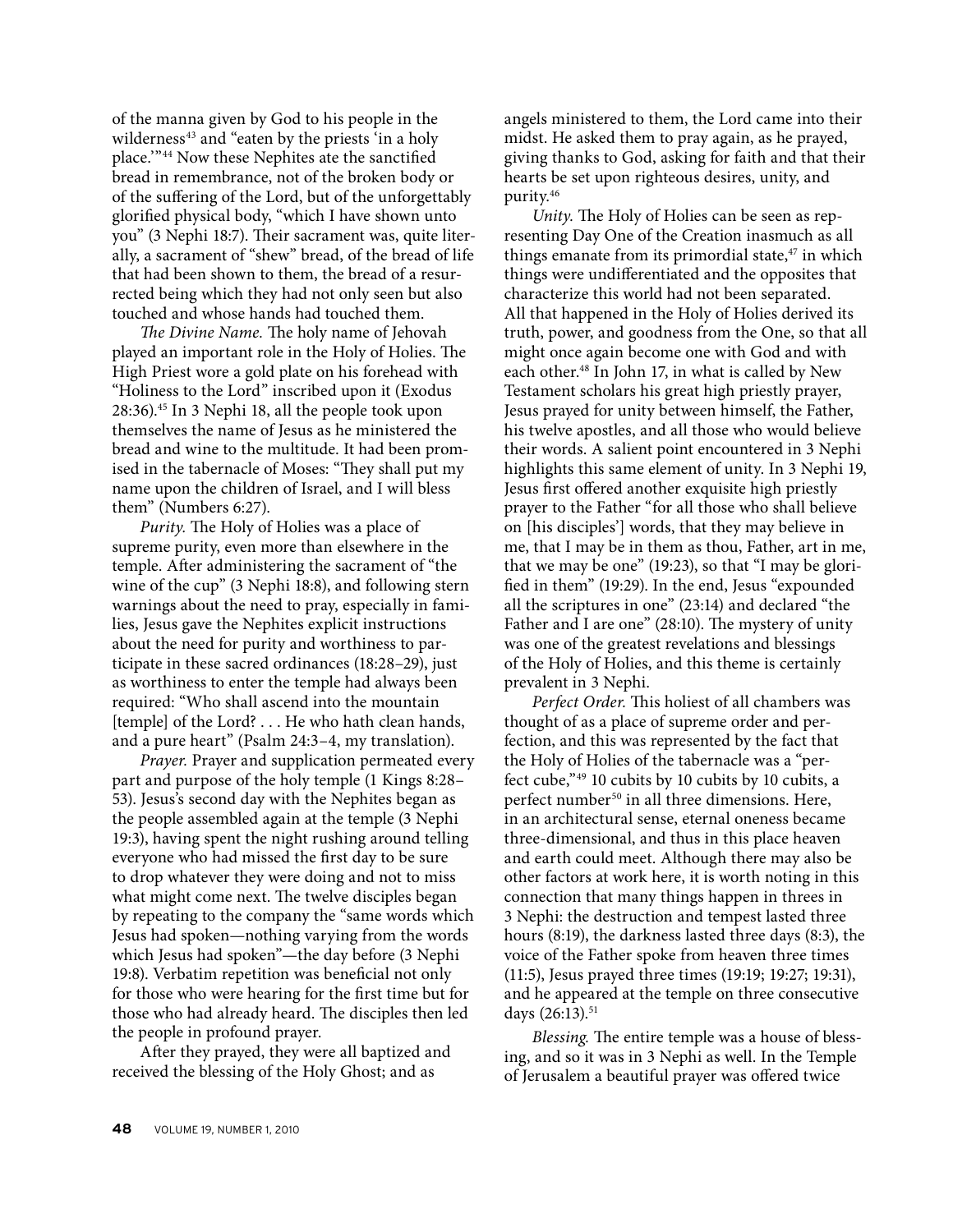of the manna given by God to his people in the wilderness[43] and "eaten by the priests 'in a holy place.'"[44] Now these Nephites ate the sanctified bread in remembrance, not of the broken body or of the suffering of the Lord, but of the unforgettably glorified physical body, "which I have shown unto you" (3 Nephi 18:7). Their sacrament was, quite literally, a sacrament of "shew" bread, of the bread of life that had been shown to them, the bread of a resurrected being which they had not only seen but also touched and whose hands had touched them.

*The Divine Name.* The holy name of Jehovah played an important role in the Holy of Holies. The High Priest wore a gold plate on his forehead with "Holiness to the Lord" inscribed upon it (Exodus 28:36).[45] In 3 Nephi 18, all the people took upon themselves the name of Jesus as he ministered the bread and wine to the multitude. It had been promised in the tabernacle of Moses: "They shall put my name upon the children of Israel, and I will bless them" (Numbers 6:27).

*Purity.* The Holy of Holies was a place of supreme purity, even more than elsewhere in the temple. After administering the sacrament of "the wine of the cup" (3 Nephi 18:8), and following stern warnings about the need to pray, especially in families, Jesus gave the Nephites explicit instructions about the need for purity and worthiness to participate in these sacred ordinances (18:28–29), just as worthiness to enter the temple had always been required: "Who shall ascend into the mountain [temple] of the Lord? . . . He who hath clean hands, and a pure heart" (Psalm 24:3–4, my translation).

*Prayer.* Prayer and supplication permeated every part and purpose of the holy temple (1 Kings 8:28–53). Jesus's second day with the Nephites began as the people assembled again at the temple (3 Nephi 19:3), having spent the night rushing around telling everyone who had missed the first day to be sure to drop whatever they were doing and not to miss what might come next. The twelve disciples began by repeating to the company the "same words which Jesus had spoken—nothing varying from the words which Jesus had spoken"—the day before (3 Nephi 19:8). Verbatim repetition was beneficial not only for those who were hearing for the first time but for those who had already heard. The disciples then led the people in profound prayer.

After they prayed, they were all baptized and received the blessing of the Holy Ghost; and as angels ministered to them, the Lord came into their midst. He asked them to pray again, as he prayed, giving thanks to God, asking for faith and that their hearts be set upon righteous desires, unity, and purity.[46]

*Unity.* The Holy of Holies can be seen as representing Day One of the Creation inasmuch as all things emanate from its primordial state,[47] in which things were undifferentiated and the opposites that characterize this world had not been separated. All that happened in the Holy of Holies derived its truth, power, and goodness from the One, so that all might once again become one with God and with each other.[48] In John 17, in what is called by New Testament scholars his great high priestly prayer, Jesus prayed for unity between himself, the Father, his twelve apostles, and all those who would believe their words. A salient point encountered in 3 Nephi highlights this same element of unity. In 3 Nephi 19, Jesus first offered another exquisite high priestly prayer to the Father "for all those who shall believe on [his disciples'] words, that they may believe in me, that I may be in them as thou, Father, art in me, that we may be one" (19:23), so that "I may be glorified in them" (19:29). In the end, Jesus "expounded all the scriptures in one" (23:14) and declared "the Father and I are one" (28:10). The mystery of unity was one of the greatest revelations and blessings of the Holy of Holies, and this theme is certainly prevalent in 3 Nephi.

*Perfect Order.* This holiest of all chambers was thought of as a place of supreme order and perfection, and this was represented by the fact that the Holy of Holies of the tabernacle was a "perfect cube,"[49] 10 cubits by 10 cubits by 10 cubits, a perfect number[50] in all three dimensions. Here, in an architectural sense, eternal oneness became three-dimensional, and thus in this place heaven and earth could meet. Although there may also be other factors at work here, it is worth noting in this connection that many things happen in threes in 3 Nephi: the destruction and tempest lasted three hours (8:19), the darkness lasted three days (8:3), the voice of the Father spoke from heaven three times (11:5), Jesus prayed three times (19:19; 19:27; 19:31), and he appeared at the temple on three consecutive days (26:13).[51]

*Blessing.* The entire temple was a house of blessing, and so it was in 3 Nephi as well. In the Temple of Jerusalem a beautiful prayer was offered twice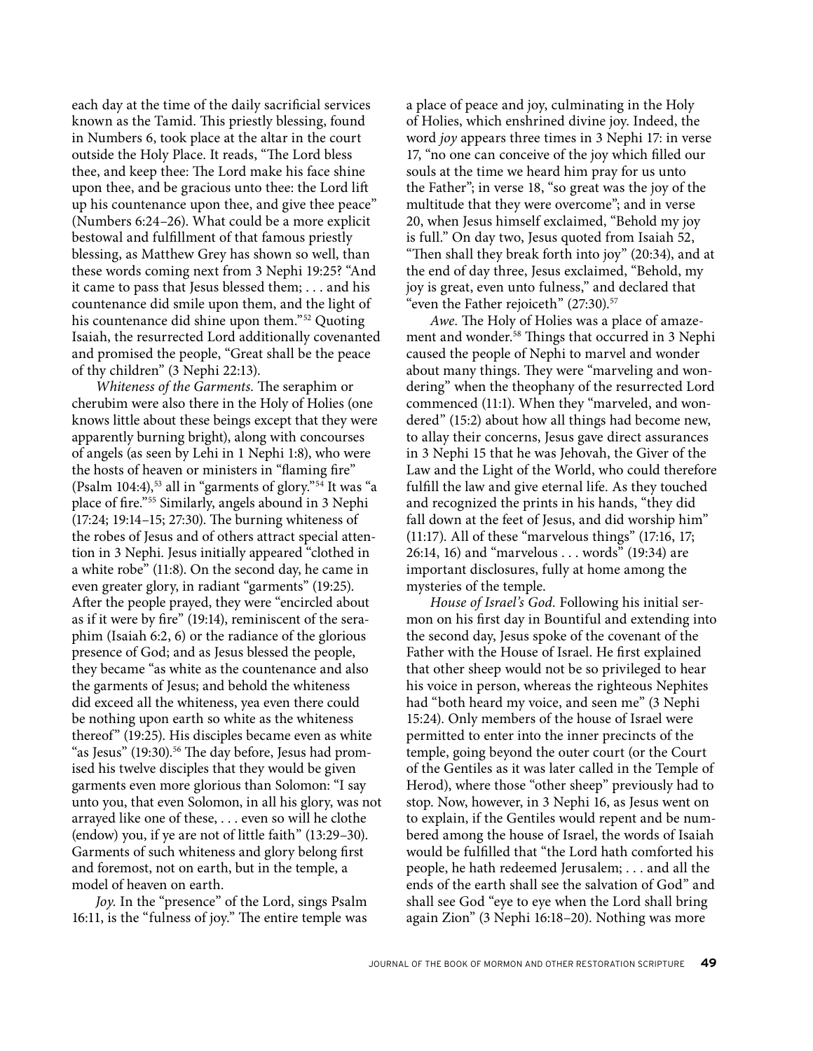each day at the time of the daily sacrificial services known as the Tamid. This priestly blessing, found in Numbers 6, took place at the altar in the court outside the Holy Place. It reads, "The Lord bless thee, and keep thee: The Lord make his face shine upon thee, and be gracious unto thee: the Lord lift up his countenance upon thee, and give thee peace" (Numbers 6:24–26). What could be a more explicit bestowal and fulfillment of that famous priestly blessing, as Matthew Grey has shown so well, than these words coming next from 3 Nephi 19:25? "And it came to pass that Jesus blessed them; . . . and his countenance did smile upon them, and the light of his countenance did shine upon them."[52] Quoting Isaiah, the resurrected Lord additionally covenanted and promised the people, "Great shall be the peace of thy children" (3 Nephi 22:13).

*Whiteness of the Garments.* The seraphim or cherubim were also there in the Holy of Holies (one knows little about these beings except that they were apparently burning bright), along with concourses of angels (as seen by Lehi in 1 Nephi 1:8), who were the hosts of heaven or ministers in "flaming fire" (Psalm 104:4),[53] all in "garments of glory."[54] It was "a place of fire."[55] Similarly, angels abound in 3 Nephi (17:24; 19:14–15; 27:30). The burning whiteness of the robes of Jesus and of others attract special attention in 3 Nephi. Jesus initially appeared "clothed in a white robe" (11:8). On the second day, he came in even greater glory, in radiant "garments" (19:25). After the people prayed, they were "encircled about as if it were by fire" (19:14), reminiscent of the seraphim (Isaiah 6:2, 6) or the radiance of the glorious presence of God; and as Jesus blessed the people, they became "as white as the countenance and also the garments of Jesus; and behold the whiteness did exceed all the whiteness, yea even there could be nothing upon earth so white as the whiteness thereof" (19:25). His disciples became even as white "as Jesus" (19:30).[56] The day before, Jesus had promised his twelve disciples that they would be given garments even more glorious than Solomon: "I say unto you, that even Solomon, in all his glory, was not arrayed like one of these, . . . even so will he clothe (endow) you, if ye are not of little faith" (13:29–30). Garments of such whiteness and glory belong first and foremost, not on earth, but in the temple, a model of heaven on earth.

*Joy.* In the "presence" of the Lord, sings Psalm 16:11, is the "fulness of joy." The entire temple was a place of peace and joy, culminating in the Holy of Holies, which enshrined divine joy. Indeed, the word *joy* appears three times in 3 Nephi 17: in verse 17, "no one can conceive of the joy which filled our souls at the time we heard him pray for us unto the Father"; in verse 18, "so great was the joy of the multitude that they were overcome"; and in verse 20, when Jesus himself exclaimed, "Behold my joy is full." On day two, Jesus quoted from Isaiah 52, "Then shall they break forth into joy" (20:34), and at the end of day three, Jesus exclaimed, "Behold, my joy is great, even unto fulness," and declared that "even the Father rejoiceth" (27:30).[57]

*Awe.* The Holy of Holies was a place of amazement and wonder.[58] Things that occurred in 3 Nephi caused the people of Nephi to marvel and wonder about many things. They were "marveling and wondering" when the theophany of the resurrected Lord commenced (11:1). When they "marveled, and wondered" (15:2) about how all things had become new, to allay their concerns, Jesus gave direct assurances in 3 Nephi 15 that he was Jehovah, the Giver of the Law and the Light of the World, who could therefore fulfill the law and give eternal life. As they touched and recognized the prints in his hands, "they did fall down at the feet of Jesus, and did worship him" (11:17). All of these "marvelous things" (17:16, 17; 26:14, 16) and "marvelous . . . words" (19:34) are important disclosures, fully at home among the mysteries of the temple.

*House of Israel's God.* Following his initial sermon on his first day in Bountiful and extending into the second day, Jesus spoke of the covenant of the Father with the House of Israel. He first explained that other sheep would not be so privileged to hear his voice in person, whereas the righteous Nephites had "both heard my voice, and seen me" (3 Nephi 15:24). Only members of the house of Israel were permitted to enter into the inner precincts of the temple, going beyond the outer court (or the Court of the Gentiles as it was later called in the Temple of Herod), where those "other sheep" previously had to stop. Now, however, in 3 Nephi 16, as Jesus went on to explain, if the Gentiles would repent and be numbered among the house of Israel, the words of Isaiah would be fulfilled that "the Lord hath comforted his people, he hath redeemed Jerusalem; . . . and all the ends of the earth shall see the salvation of God" and shall see God "eye to eye when the Lord shall bring again Zion" (3 Nephi 16:18–20). Nothing was more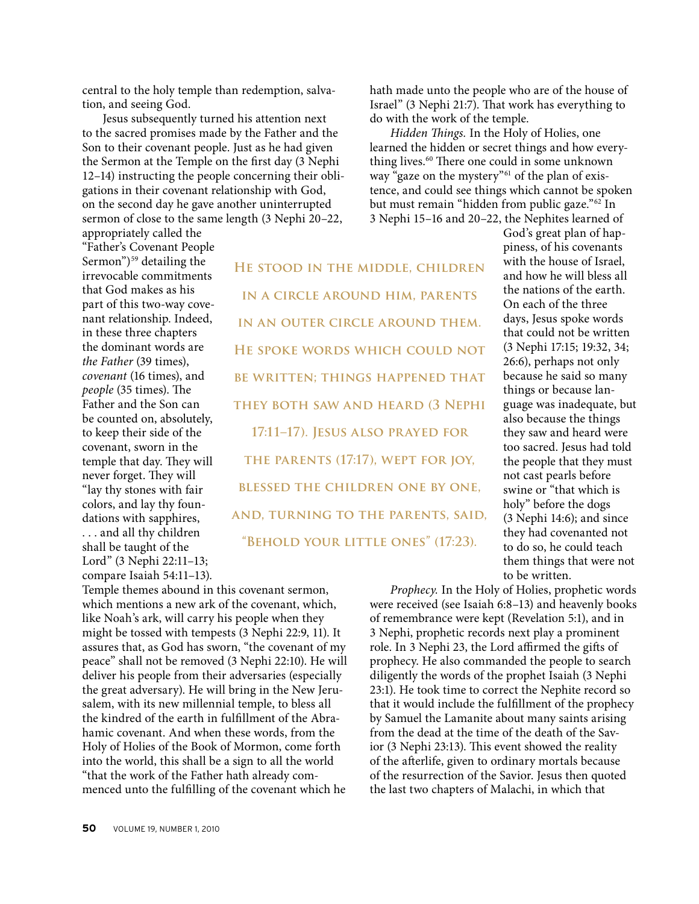central to the holy temple than redemption, salvation, and seeing God.

Jesus subsequently turned his attention next to the sacred promises made by the Father and the Son to their covenant people. Just as he had given the Sermon at the Temple on the first day (3 Nephi 12–14) instructing the people concerning their obligations in their covenant relationship with God, on the second day he gave another uninterrupted sermon of close to the same length (3 Nephi 20–22, appropriately called the "Father's Covenant People Sermon")[59] detailing the irrevocable commitments that God makes as his part of this two-way covenant relationship. Indeed, in these three chapters the dominant words are *the Father* (39 times), *covenant* (16 times), and *people* (35 times). The Father and the Son can be counted on, absolutely, to keep their side of the covenant, sworn in the temple that day. They will never forget. They will "lay thy stones with fair colors, and lay thy foundations with sapphires, . . . and all thy children shall be taught of the Lord" (3 Nephi 22:11–13; compare Isaiah 54:11–13). Temple themes abound in this covenant sermon, which mentions a new ark of the covenant, which, like Noah's ark, will carry his people when they might be tossed with tempests (3 Nephi 22:9, 11). It assures that, as God has sworn, "the covenant of my peace" shall not be removed (3 Nephi 22:10). He will deliver his people from their adversaries (especially the great adversary). He will bring in the New Jerusalem, with its new millennial temple, to bless all the kindred of the earth in fulfillment of the Abrahamic covenant. And when these words, from the Holy of Holies of the Book of Mormon, come forth into the world, this shall be a sign to all the world "that the work of the Father hath already commenced unto the fulfilling of the covenant which he hath made unto the people who are of the house of Israel" (3 Nephi 21:7). That work has everything to do with the work of the temple.

> He stood in the middle, children in a circle around him, parents in an outer circle around them. He spoke words which could not be written; things happened that they both saw and heard (3 Nephi 17:11–17). Jesus also prayed for the parents (17:17), wept for joy, blessed the children one by one, and, turning to the parents, said, "Behold your little ones" (17:23).

*Hidden Things.* In the Holy of Holies, one learned the hidden or secret things and how everything lives.[60] There one could in some unknown way "gaze on the mystery"[61] of the plan of existence, and could see things which cannot be spoken but must remain "hidden from public gaze."[62] In 3 Nephi 15–16 and 20–22, the Nephites learned of God's great plan of happiness, of his covenants with the house of Israel, and how he will bless all the nations of the earth. On each of the three days, Jesus spoke words that could not be written (3 Nephi 17:15; 19:32, 34; 26:6), perhaps not only because he said so many things or because language was inadequate, but also because the things they saw and heard were too sacred. Jesus had told the people that they must not cast pearls before swine or "that which is holy" before the dogs (3 Nephi 14:6); and since they had covenanted not to do so, he could teach them things that were not to be written.

*Prophecy.* In the Holy of Holies, prophetic words were received (see Isaiah 6:8–13) and heavenly books of remembrance were kept (Revelation 5:1), and in 3 Nephi, prophetic records next play a prominent role. In 3 Nephi 23, the Lord affirmed the gifts of prophecy. He also commanded the people to search diligently the words of the prophet Isaiah (3 Nephi 23:1). He took time to correct the Nephite record so that it would include the fulfillment of the prophecy by Samuel the Lamanite about many saints arising from the dead at the time of the death of the Savior (3 Nephi 23:13). This event showed the reality of the afterlife, given to ordinary mortals because of the resurrection of the Savior. Jesus then quoted the last two chapters of Malachi, in which that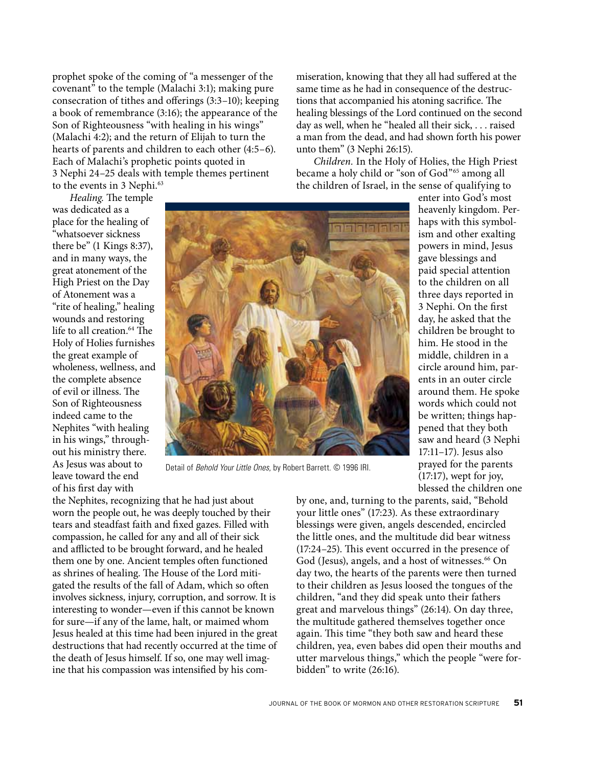prophet spoke of the coming of "a messenger of the covenant" to the temple (Malachi 3:1); making pure consecration of tithes and offerings (3:3–10); keeping a book of remembrance (3:16); the appearance of the Son of Righteousness "with healing in his wings" (Malachi 4:2); and the return of Elijah to turn the hearts of parents and children to each other (4:5–6). Each of Malachi's prophetic points quoted in 3 Nephi 24–25 deals with temple themes pertinent to the events in 3 Nephi.[63]

*Healing.* The temple was dedicated as a place for the healing of "whatsoever sickness there be" (1 Kings 8:37), and in many ways, the great atonement of the High Priest on the Day of Atonement was a "rite of healing," healing wounds and restoring life to all creation.[64] The Holy of Holies furnishes the great example of wholeness, wellness, and the complete absence of evil or illness. The Son of Righteousness indeed came to the Nephites "with healing in his wings," throughout his ministry there. As Jesus was about to leave toward the end of his first day with the Nephites, recognizing that he had just about worn the people out, he was deeply touched by their tears and steadfast faith and fixed gazes. Filled with compassion, he called for any and all of their sick and afflicted to be brought forward, and he healed them one by one. Ancient temples often functioned as shrines of healing. The House of the Lord mitigated the results of the fall of Adam, which so often involves sickness, injury, corruption, and sorrow. It is interesting to wonder—even if this cannot be known for sure—if any of the lame, halt, or maimed whom Jesus healed at this time had been injured in the great destructions that had recently occurred at the time of the death of Jesus himself. If so, one may well imagine that his compassion was intensified by his commiseration, knowing that they all had suffered at the same time as he had in consequence of the destructions that accompanied his atoning sacrifice. The healing blessings of the Lord continued on the second day as well, when he "healed all their sick, . . . raised a man from the dead, and had shown forth his power unto them" (3 Nephi 26:15).

Detail of *Behold Your Little Ones,* by Robert Barrett. © 1996 IRI.

*Children.* In the Holy of Holies, the High Priest became a holy child or "son of God"[65] among all the children of Israel, in the sense of qualifying to enter into God's most heavenly kingdom. Perhaps with this symbolism and other exalting powers in mind, Jesus gave blessings and paid special attention to the children on all three days reported in 3 Nephi. On the first day, he asked that the children be brought to him. He stood in the middle, children in a circle around him, parents in an outer circle around them. He spoke words which could not be written; things happened that they both saw and heard (3 Nephi 17:11–17). Jesus also prayed for the parents (17:17), wept for joy, blessed the children one by one, and, turning to the parents, said, "Behold your little ones" (17:23). As these extraordinary blessings were given, angels descended, encircled the little ones, and the multitude did bear witness (17:24–25). This event occurred in the presence of God (Jesus), angels, and a host of witnesses.[66] On day two, the hearts of the parents were then turned to their children as Jesus loosed the tongues of the children, "and they did speak unto their fathers great and marvelous things" (26:14). On day three, the multitude gathered themselves together once again. This time "they both saw and heard these children, yea, even babes did open their mouths and utter marvelous things," which the people "were forbidden" to write (26:16).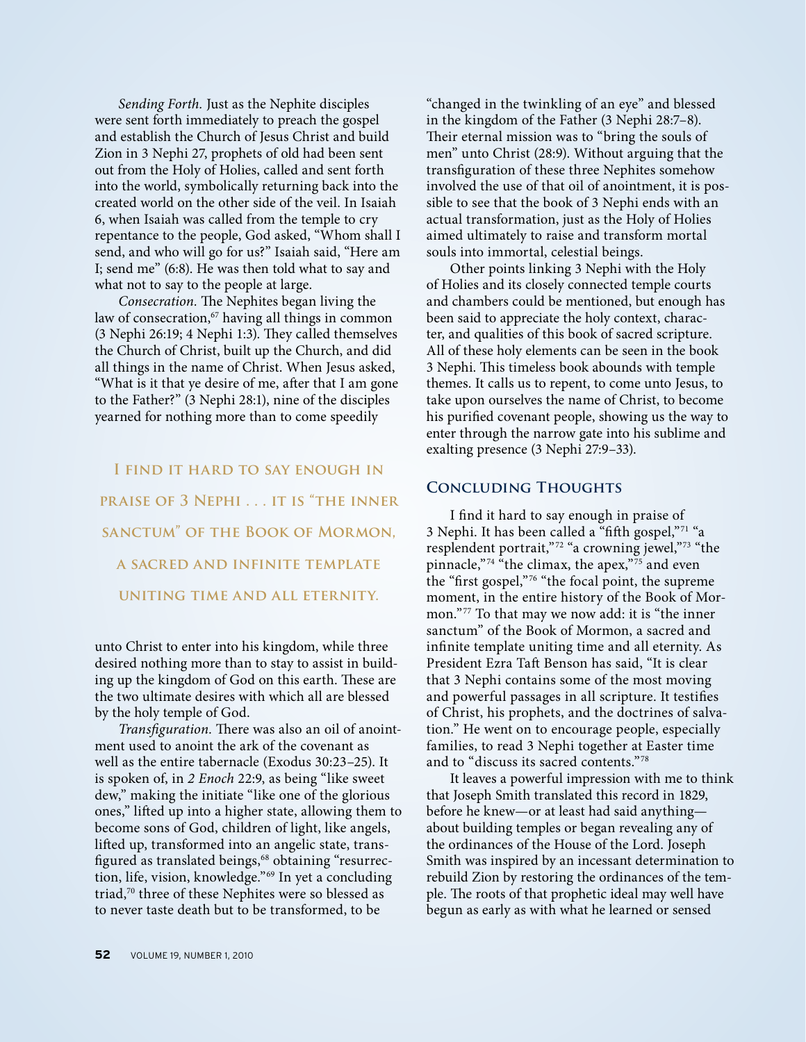*Sending Forth.* Just as the Nephite disciples were sent forth immediately to preach the gospel and establish the Church of Jesus Christ and build Zion in 3 Nephi 27, prophets of old had been sent out from the Holy of Holies, called and sent forth into the world, symbolically returning back into the created world on the other side of the veil. In Isaiah 6, when Isaiah was called from the temple to cry repentance to the people, God asked, "Whom shall I send, and who will go for us?" Isaiah said, "Here am I; send me" (6:8). He was then told what to say and what not to say to the people at large.

*Consecration.* The Nephites began living the law of consecration,[67] having all things in common (3 Nephi 26:19; 4 Nephi 1:3). They called themselves the Church of Christ, built up the Church, and did all things in the name of Christ. When Jesus asked, "What is it that ye desire of me, after that I am gone to the Father?" (3 Nephi 28:1), nine of the disciples yearned for nothing more than to come speedily unto Christ to enter into his kingdom, while three desired nothing more than to stay to assist in building up the kingdom of God on this earth. These are the two ultimate desires with which all are blessed by the holy temple of God.

> **I find it hard to say enough in praise of 3 Nephi . . . it is "the inner sanctum" of the Book of Mormon, a sacred and infinite template uniting time and all eternity.**

*Transfiguration.* There was also an oil of anointment used to anoint the ark of the covenant as well as the entire tabernacle (Exodus 30:23–25). It is spoken of, in *2 Enoch* 22:9, as being "like sweet dew," making the initiate "like one of the glorious ones," lifted up into a higher state, allowing them to become sons of God, children of light, like angels, lifted up, transformed into an angelic state, transfigured as translated beings,[68] obtaining "resurrection, life, vision, knowledge."[69] In yet a concluding triad,[70] three of these Nephites were so blessed as to never taste death but to be transformed, to be "changed in the twinkling of an eye" and blessed in the kingdom of the Father (3 Nephi 28:7–8). Their eternal mission was to "bring the souls of men" unto Christ (28:9). Without arguing that the transfiguration of these three Nephites somehow involved the use of that oil of anointment, it is possible to see that the book of 3 Nephi ends with an actual transformation, just as the Holy of Holies aimed ultimately to raise and transform mortal souls into immortal, celestial beings.

Other points linking 3 Nephi with the Holy of Holies and its closely connected temple courts and chambers could be mentioned, but enough has been said to appreciate the holy context, character, and qualities of this book of sacred scripture. All of these holy elements can be seen in the book 3 Nephi. This timeless book abounds with temple themes. It calls us to repent, to come unto Jesus, to take upon ourselves the name of Christ, to become his purified covenant people, showing us the way to enter through the narrow gate into his sublime and exalting presence (3 Nephi 27:9–33).

## Concluding Thoughts

I find it hard to say enough in praise of 3 Nephi. It has been called a "fifth gospel,"[71] "a resplendent portrait,"[72] "a crowning jewel,"[73] "the pinnacle,"[74] "the climax, the apex,"[75] and even the "first gospel,"[76] "the focal point, the supreme moment, in the entire history of the Book of Mormon."[77] To that may we now add: it is "the inner sanctum" of the Book of Mormon, a sacred and infinite template uniting time and all eternity. As President Ezra Taft Benson has said, "It is clear that 3 Nephi contains some of the most moving and powerful passages in all scripture. It testifies of Christ, his prophets, and the doctrines of salvation." He went on to encourage people, especially families, to read 3 Nephi together at Easter time and to "discuss its sacred contents."[78]

It leaves a powerful impression with me to think that Joseph Smith translated this record in 1829, before he knew—or at least had said anything—about building temples or began revealing any of the ordinances of the House of the Lord. Joseph Smith was inspired by an incessant determination to rebuild Zion by restoring the ordinances of the temple. The roots of that prophetic ideal may well have begun as early as with what he learned or sensed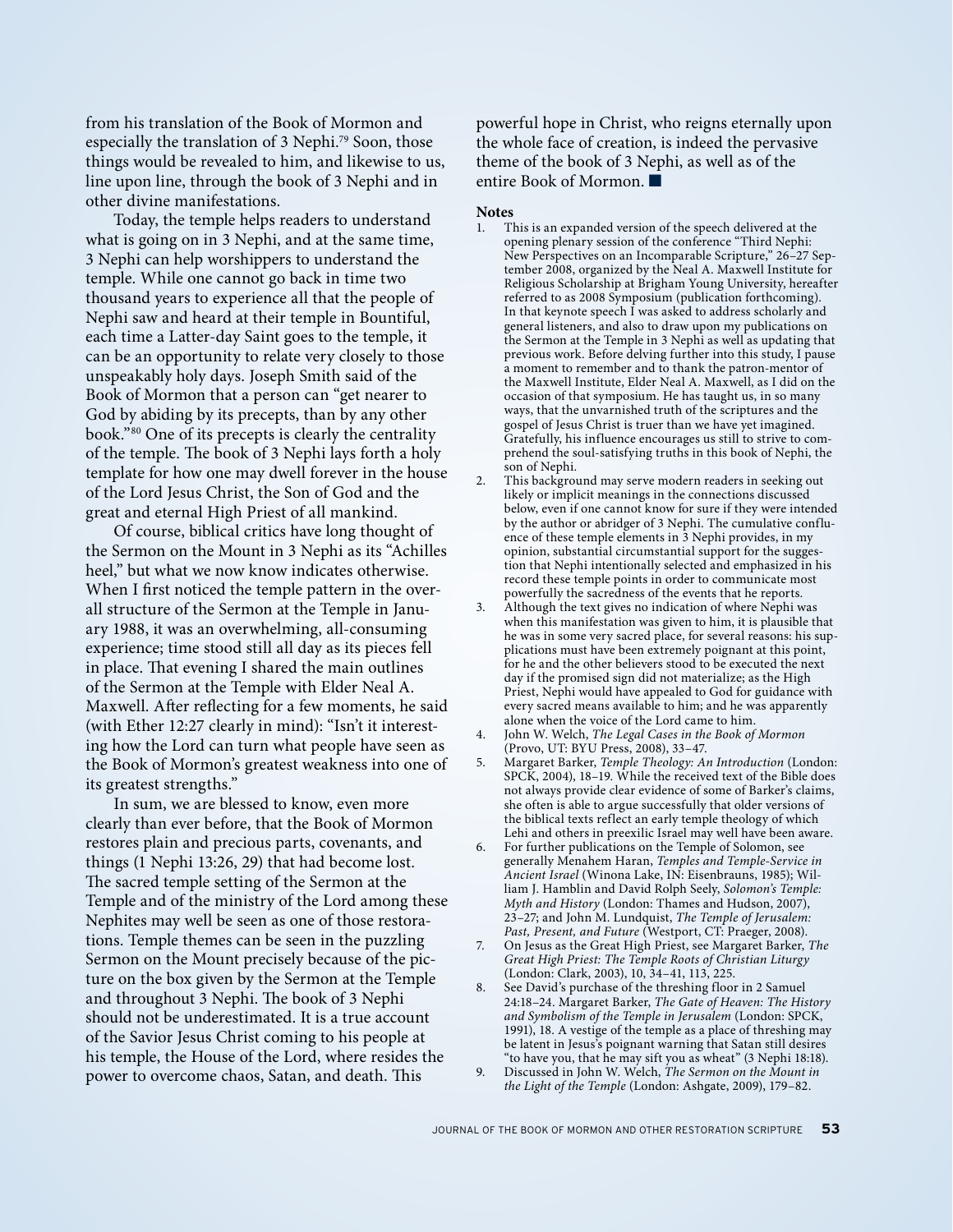from his translation of the Book of Mormon and especially the translation of 3 Nephi.[79] Soon, those things would be revealed to him, and likewise to us, line upon line, through the book of 3 Nephi and in other divine manifestations.

Today, the temple helps readers to understand what is going on in 3 Nephi, and at the same time, 3 Nephi can help worshippers to understand the temple. While one cannot go back in time two thousand years to experience all that the people of Nephi saw and heard at their temple in Bountiful, each time a Latter-day Saint goes to the temple, it can be an opportunity to relate very closely to those unspeakably holy days. Joseph Smith said of the Book of Mormon that a person can "get nearer to God by abiding by its precepts, than by any other book."[80] One of its precepts is clearly the centrality of the temple. The book of 3 Nephi lays forth a holy template for how one may dwell forever in the house of the Lord Jesus Christ, the Son of God and the great and eternal High Priest of all mankind.

Of course, biblical critics have long thought of the Sermon on the Mount in 3 Nephi as its "Achilles heel," but what we now know indicates otherwise. When I first noticed the temple pattern in the overall structure of the Sermon at the Temple in January 1988, it was an overwhelming, all-consuming experience; time stood still all day as its pieces fell in place. That evening I shared the main outlines of the Sermon at the Temple with Elder Neal A. Maxwell. After reflecting for a few moments, he said (with Ether 12:27 clearly in mind): "Isn't it interesting how the Lord can turn what people have seen as the Book of Mormon's greatest weakness into one of its greatest strengths."

In sum, we are blessed to know, even more clearly than ever before, that the Book of Mormon restores plain and precious parts, covenants, and things (1 Nephi 13:26, 29) that had become lost. The sacred temple setting of the Sermon at the Temple and of the ministry of the Lord among these Nephites may well be seen as one of those restorations. Temple themes can be seen in the puzzling Sermon on the Mount precisely because of the picture on the box given by the Sermon at the Temple and throughout 3 Nephi. The book of 3 Nephi should not be underestimated. It is a true account of the Savior Jesus Christ coming to his people at his temple, the House of the Lord, where resides the power to overcome chaos, Satan, and death. This powerful hope in Christ, who reigns eternally upon the whole face of creation, is indeed the pervasive theme of the book of 3 Nephi, as well as of the entire Book of Mormon. ■

**Notes**

1. This is an expanded version of the speech delivered at the opening plenary session of the conference "Third Nephi: New Perspectives on an Incomparable Scripture," 26–27 September 2008, organized by the Neal A. Maxwell Institute for Religious Scholarship at Brigham Young University, hereafter referred to as 2008 Symposium (publication forthcoming). In that keynote speech I was asked to address scholarly and general listeners, and also to draw upon my publications on the Sermon at the Temple in 3 Nephi as well as updating that previous work. Before delving further into this study, I pause a moment to remember and to thank the patron-mentor of the Maxwell Institute, Elder Neal A. Maxwell, as I did on the occasion of that symposium. He has taught us, in so many ways, that the unvarnished truth of the scriptures and the gospel of Jesus Christ is truer than we have yet imagined. Gratefully, his influence encourages us still to strive to comprehend the soul-satisfying truths in this book of Nephi, the son of Nephi.
2. This background may serve modern readers in seeking out likely or implicit meanings in the connections discussed below, even if one cannot know for sure if they were intended by the author or abridger of 3 Nephi. The cumulative confluence of these temple elements in 3 Nephi provides, in my opinion, substantial circumstantial support for the suggestion that Nephi intentionally selected and emphasized in his record these temple points in order to communicate most powerfully the sacredness of the events that he reports.
3. Although the text gives no indication of where Nephi was when this manifestation was given to him, it is plausible that he was in some very sacred place, for several reasons: his supplications must have been extremely poignant at this point, for he and the other believers stood to be executed the next day if the promised sign did not materialize; as the High Priest, Nephi would have appealed to God for guidance with every sacred means available to him; and he was apparently alone when the voice of the Lord came to him.
4. John W. Welch, *The Legal Cases in the Book of Mormon* (Provo, UT: BYU Press, 2008), 33–47.
5. Margaret Barker, *Temple Theology: An Introduction* (London: SPCK, 2004), 18–19. While the received text of the Bible does not always provide clear evidence of some of Barker's claims, she often is able to argue successfully that older versions of the biblical texts reflect an early temple theology of which Lehi and others in preexilic Israel may well have been aware.
6. For further publications on the Temple of Solomon, see generally Menahem Haran, *Temples and Temple-Service in Ancient Israel* (Winona Lake, IN: Eisenbrauns, 1985); William J. Hamblin and David Rolph Seely, *Solomon's Temple: Myth and History* (London: Thames and Hudson, 2007), 23–27; and John M. Lundquist, *The Temple of Jerusalem: Past, Present, and Future* (Westport, CT: Praeger, 2008).
7. On Jesus as the Great High Priest, see Margaret Barker, *The Great High Priest: The Temple Roots of Christian Liturgy* (London: Clark, 2003), 10, 34–41, 113, 225.
8. See David's purchase of the threshing floor in 2 Samuel 24:18–24. Margaret Barker, *The Gate of Heaven: The History and Symbolism of the Temple in Jerusalem* (London: SPCK, 1991), 18. A vestige of the temple as a place of threshing may be latent in Jesus's poignant warning that Satan still desires "to have you, that he may sift you as wheat" (3 Nephi 18:18).
9. Discussed in John W. Welch, *The Sermon on the Mount in the Light of the Temple* (London: Ashgate, 2009), 179–82.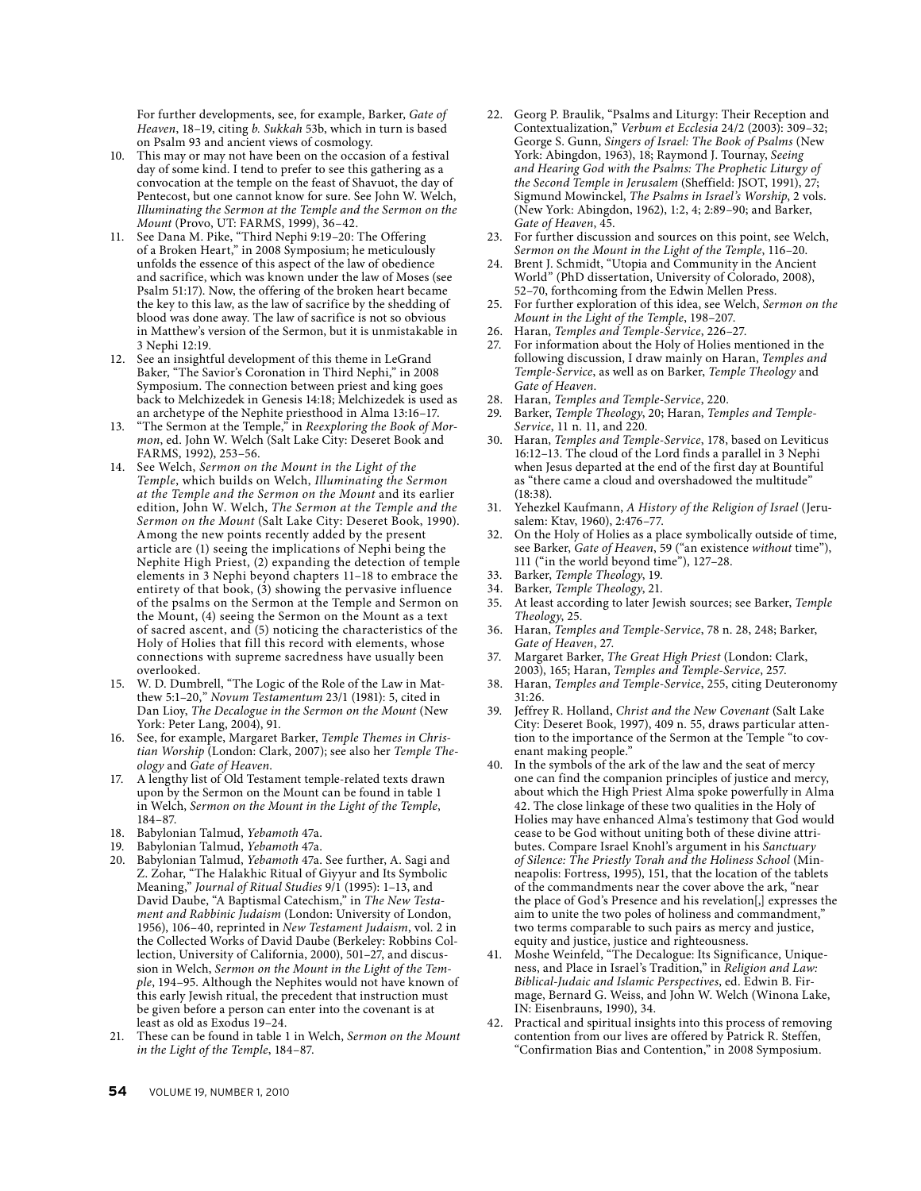For further developments, see, for example, Barker, *Gate of Heaven*, 18–19, citing *b. Sukkah* 53b, which in turn is based on Psalm 93 and ancient views of cosmology.

10. This may or may not have been on the occasion of a festival day of some kind. I tend to prefer to see this gathering as a convocation at the temple on the feast of Shavuot, the day of Pentecost, but one cannot know for sure. See John W. Welch, *Illuminating the Sermon at the Temple and the Sermon on the Mount* (Provo, UT: FARMS, 1999), 36–42.
11. See Dana M. Pike, "Third Nephi 9:19–20: The Offering of a Broken Heart," in 2008 Symposium; he meticulously unfolds the essence of this aspect of the law of obedience and sacrifice, which was known under the law of Moses (see Psalm 51:17). Now, the offering of the broken heart became the key to this law, as the law of sacrifice by the shedding of blood was done away. The law of sacrifice is not so obvious in Matthew's version of the Sermon, but it is unmistakable in 3 Nephi 12:19.
12. See an insightful development of this theme in LeGrand Baker, "The Savior's Coronation in Third Nephi," in 2008 Symposium. The connection between priest and king goes back to Melchizedek in Genesis 14:18; Melchizedek is used as an archetype of the Nephite priesthood in Alma 13:16–17.
13. "The Sermon at the Temple," in *Reexploring the Book of Mormon*, ed. John W. Welch (Salt Lake City: Deseret Book and FARMS, 1992), 253–56.
14. See Welch, *Sermon on the Mount in the Light of the Temple*, which builds on Welch, *Illuminating the Sermon at the Temple and the Sermon on the Mount* and its earlier edition, John W. Welch, *The Sermon at the Temple and the Sermon on the Mount* (Salt Lake City: Deseret Book, 1990). Among the new points recently added by the present article are (1) seeing the implications of Nephi being the Nephite High Priest, (2) expanding the detection of temple elements in 3 Nephi beyond chapters 11–18 to embrace the entirety of that book, (3) showing the pervasive influence of the psalms on the Sermon at the Temple and Sermon on the Mount, (4) seeing the Sermon on the Mount as a text of sacred ascent, and (5) noticing the characteristics of the Holy of Holies that fill this record with elements, whose connections with supreme sacredness have usually been overlooked.
15. W. D. Dumbrell, "The Logic of the Role of the Law in Matthew 5:1–20," *Novum Testamentum* 23/1 (1981): 5, cited in Dan Lioy, *The Decalogue in the Sermon on the Mount* (New York: Peter Lang, 2004), 91.
16. See, for example, Margaret Barker, *Temple Themes in Christian Worship* (London: Clark, 2007); see also her *Temple Theology* and *Gate of Heaven*.
17. A lengthy list of Old Testament temple-related texts drawn upon by the Sermon on the Mount can be found in table 1 in Welch, *Sermon on the Mount in the Light of the Temple*, 184–87.
18. Babylonian Talmud, *Yebamoth* 47a.
19. Babylonian Talmud, *Yebamoth* 47a.
20. Babylonian Talmud, *Yebamoth* 47a. See further, A. Sagi and Z. Zohar, "The Halakhic Ritual of Giyyur and Its Symbolic Meaning," *Journal of Ritual Studies* 9/1 (1995): 1–13, and David Daube, "A Baptismal Catechism," in *The New Testament and Rabbinic Judaism* (London: University of London, 1956), 106–40, reprinted in *New Testament Judaism*, vol. 2 in the Collected Works of David Daube (Berkeley: Robbins Collection, University of California, 2000), 501–27, and discussion in Welch, *Sermon on the Mount in the Light of the Temple*, 194–95. Although the Nephites would not have known of this early Jewish ritual, the precedent that instruction must be given before a person can enter into the covenant is at least as old as Exodus 19–24.
21. These can be found in table 1 in Welch, *Sermon on the Mount in the Light of the Temple*, 184–87.
22. Georg P. Braulik, "Psalms and Liturgy: Their Reception and Contextualization," *Verbum et Ecclesia* 24/2 (2003): 309–32; George S. Gunn, *Singers of Israel: The Book of Psalms* (New York: Abingdon, 1963), 18; Raymond J. Tournay, *Seeing and Hearing God with the Psalms: The Prophetic Liturgy of the Second Temple in Jerusalem* (Sheffield: JSOT, 1991), 27; Sigmund Mowinckel, *The Psalms in Israel's Worship*, 2 vols. (New York: Abingdon, 1962), 1:2, 4; 2:89–90; and Barker, *Gate of Heaven*, 45.
23. For further discussion and sources on this point, see Welch, *Sermon on the Mount in the Light of the Temple*, 116–20.
24. Brent J. Schmidt, "Utopia and Community in the Ancient World" (PhD dissertation, University of Colorado, 2008), 52–70, forthcoming from the Edwin Mellen Press.
25. For further exploration of this idea, see Welch, *Sermon on the Mount in the Light of the Temple*, 198–207.
26. Haran, *Temples and Temple-Service*, 226–27.
27. For information about the Holy of Holies mentioned in the following discussion, I draw mainly on Haran, *Temples and Temple-Service*, as well as on Barker, *Temple Theology* and *Gate of Heaven*.
28. Haran, *Temples and Temple-Service*, 220.
29. Barker, *Temple Theology*, 20; Haran, *Temples and Temple-Service*, 11 n. 11, and 220.
30. Haran, *Temples and Temple-Service*, 178, based on Leviticus 16:12–13. The cloud of the Lord finds a parallel in 3 Nephi when Jesus departed at the end of the first day at Bountiful as "there came a cloud and overshadowed the multitude" (18:38).
31. Yehezkel Kaufmann, *A History of the Religion of Israel* (Jerusalem: Ktav, 1960), 2:476–77.
32. On the Holy of Holies as a place symbolically outside of time, see Barker, *Gate of Heaven*, 59 ("an existence *without* time"), 111 ("in the world beyond time"), 127–28.
33. Barker, *Temple Theology*, 19.
34. Barker, *Temple Theology*, 21.
35. At least according to later Jewish sources; see Barker, *Temple Theology*, 25.
36. Haran, *Temples and Temple-Service*, 78 n. 28, 248; Barker, *Gate of Heaven*, 27.
37. Margaret Barker, *The Great High Priest* (London: Clark, 2003), 165; Haran, *Temples and Temple-Service*, 257.
38. Haran, *Temples and Temple-Service*, 255, citing Deuteronomy 31:26.
39. Jeffrey R. Holland, *Christ and the New Covenant* (Salt Lake City: Deseret Book, 1997), 409 n. 55, draws particular attention to the importance of the Sermon at the Temple "to covenant making people."
40. In the symbols of the ark of the law and the seat of mercy one can find the companion principles of justice and mercy, about which the High Priest Alma spoke powerfully in Alma 42. The close linkage of these two qualities in the Holy of Holies may have enhanced Alma's testimony that God would cease to be God without uniting both of these divine attributes. Compare Israel Knohl's argument in his *Sanctuary of Silence: The Priestly Torah and the Holiness School* (Minneapolis: Fortress, 1995), 151, that the location of the tablets of the commandments near the cover above the ark, "near the place of God's Presence and his revelation[,] expresses the aim to unite the two poles of holiness and commandment," two terms comparable to such pairs as mercy and justice, equity and justice, justice and righteousness.
41. Moshe Weinfeld, "The Decalogue: Its Significance, Uniqueness, and Place in Israel's Tradition," in *Religion and Law: Biblical-Judaic and Islamic Perspectives*, ed. Edwin B. Firmage, Bernard G. Weiss, and John W. Welch (Winona Lake, IN: Eisenbrauns, 1990), 34.
42. Practical and spiritual insights into this process of removing contention from our lives are offered by Patrick R. Steffen, "Confirmation Bias and Contention," in 2008 Symposium.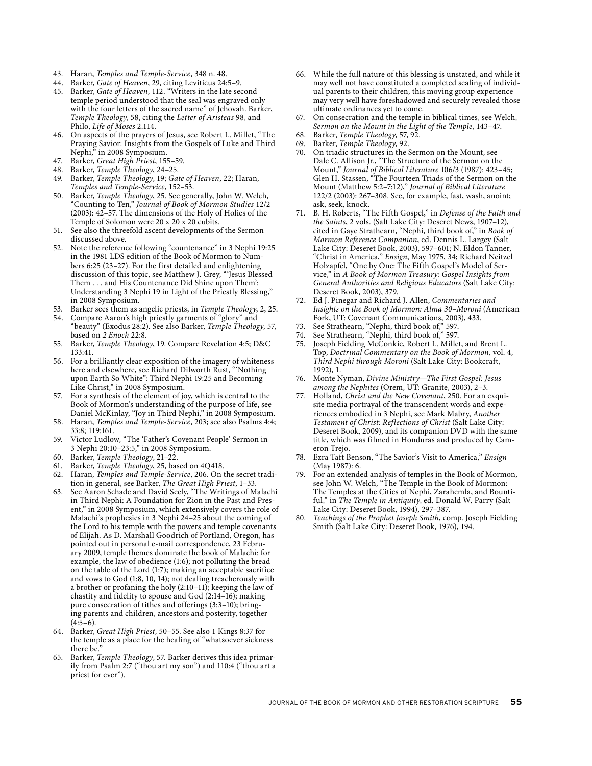43. Haran, *Temples and Temple-Service*, 348 n. 48.
44. Barker, *Gate of Heaven*, 29, citing Leviticus 24:5–9.
45. Barker, *Gate of Heaven*, 112. "Writers in the late second temple period understood that the seal was engraved only with the four letters of the sacred name" of Jehovah. Barker, *Temple Theology*, 58, citing the *Letter of Aristeas* 98, and Philo, *Life of Moses* 2.114.
46. On aspects of the prayers of Jesus, see Robert L. Millet, "The Praying Savior: Insights from the Gospels of Luke and Third Nephi," in 2008 Symposium.
47. Barker, *Great High Priest*, 155–59.
48. Barker, *Temple Theology*, 24–25.
49. Barker, *Temple Theology*, 19; *Gate of Heaven*, 22; Haran, *Temples and Temple-Service*, 152–53.
50. Barker, *Temple Theology*, 25. See generally, John W. Welch, "Counting to Ten," *Journal of Book of Mormon Studies* 12/2 (2003): 42–57. The dimensions of the Holy of Holies of the Temple of Solomon were 20 x 20 x 20 cubits.
51. See also the threefold ascent developments of the Sermon discussed above.
52. Note the reference following "countenance" in 3 Nephi 19:25 in the 1981 LDS edition of the Book of Mormon to Numbers 6:25 (23–27). For the first detailed and enlightening discussion of this topic, see Matthew J. Grey, "'Jesus Blessed Them . . . and His Countenance Did Shine upon Them': Understanding 3 Nephi 19 in Light of the Priestly Blessing," in 2008 Symposium.
53. Barker sees them as angelic priests, in *Temple Theology*, 2, 25.
54. Compare Aaron's high priestly garments of "glory" and "beauty" (Exodus 28:2). See also Barker, *Temple Theology*, 57, based on *2 Enoch* 22:8.
55. Barker, *Temple Theology*, 19. Compare Revelation 4:5; D&C 133:41.
56. For a brilliantly clear exposition of the imagery of whiteness here and elsewhere, see Richard Dilworth Rust, "'Nothing upon Earth So White': Third Nephi 19:25 and Becoming Like Christ," in 2008 Symposium.
57. For a synthesis of the element of joy, which is central to the Book of Mormon's understanding of the purpose of life, see Daniel McKinlay, "Joy in Third Nephi," in 2008 Symposium.
58. Haran, *Temples and Temple-Service*, 203; see also Psalms 4:4; 33:8; 119:161.
59. Victor Ludlow, "The 'Father's Covenant People' Sermon in 3 Nephi 20:10–23:5," in 2008 Symposium.
60. Barker, *Temple Theology*, 21–22.
61. Barker, *Temple Theology*, 25, based on 4Q418.
62. Haran, *Temples and Temple-Service*, 206. On the secret tradition in general, see Barker, *The Great High Priest*, 1–33.
63. See Aaron Schade and David Seely, "The Writings of Malachi in Third Nephi: A Foundation for Zion in the Past and Present," in 2008 Symposium, which extensively covers the role of Malachi's prophesies in 3 Nephi 24–25 about the coming of the Lord to his temple with the powers and temple covenants of Elijah. As D. Marshall Goodrich of Portland, Oregon, has pointed out in personal e-mail correspondence, 23 February 2009, temple themes dominate the book of Malachi: for example, the law of obedience (1:6); not polluting the bread on the table of the Lord (1:7); making an acceptable sacrifice and vows to God (1:8, 10, 14); not dealing treacherously with a brother or profaning the holy (2:10–11); keeping the law of chastity and fidelity to spouse and God (2:14–16); making pure consecration of tithes and offerings (3:3–10); bringing parents and children, ancestors and posterity, together (4:5–6).
64. Barker, *Great High Priest*, 50–55. See also 1 Kings 8:37 for the temple as a place for the healing of "whatsoever sickness there be."
65. Barker, *Temple Theology*, 57. Barker derives this idea primarily from Psalm 2:7 ("thou art my son") and 110:4 ("thou art a priest for ever").
66. While the full nature of this blessing is unstated, and while it may well not have constituted a completed sealing of individual parents to their children, this moving group experience may very well have foreshadowed and securely revealed those ultimate ordinances yet to come.
67. On consecration and the temple in biblical times, see Welch, *Sermon on the Mount in the Light of the Temple*, 143–47.
68. Barker, *Temple Theology*, 57, 92.
69. Barker, *Temple Theology*, 92.
70. On triadic structures in the Sermon on the Mount, see Dale C. Allison Jr., "The Structure of the Sermon on the Mount," *Journal of Biblical Literature* 106/3 (1987): 423–45; Glen H. Stassen, "The Fourteen Triads of the Sermon on the Mount (Matthew 5:2–7:12)," *Journal of Biblical Literature* 122/2 (2003): 267–308. See, for example, fast, wash, anoint; ask, seek, knock.
71. B. H. Roberts, "The Fifth Gospel," in *Defense of the Faith and the Saints*, 2 vols. (Salt Lake City: Deseret News, 1907–12), cited in Gaye Strathearn, "Nephi, third book of," in *Book of Mormon Reference Companion*, ed. Dennis L. Largey (Salt Lake City: Deseret Book, 2003), 597–601; N. Eldon Tanner, "Christ in America," *Ensign*, May 1975, 34; Richard Neitzel Holzapfel, "One by One: The Fifth Gospel's Model of Service," in *A Book of Mormon Treasury: Gospel Insights from General Authorities and Religious Educators* (Salt Lake City: Deseret Book, 2003), 379.
72. Ed J. Pinegar and Richard J. Allen, *Commentaries and Insights on the Book of Mormon: Alma 30–Moroni* (American Fork, UT: Covenant Communications, 2003), 433.
73. See Strathearn, "Nephi, third book of," 597.
74. See Strathearn, "Nephi, third book of," 597.
75. Joseph Fielding McConkie, Robert L. Millet, and Brent L. Top, *Doctrinal Commentary on the Book of Mormon,* vol. 4, *Third Nephi through Moroni* (Salt Lake City: Bookcraft, 1992), 1.
76. Monte Nyman, *Divine Ministry—The First Gospel: Jesus among the Nephites* (Orem, UT: Granite, 2003), 2–3.
77. Holland, *Christ and the New Covenant*, 250. For an exquisite media portrayal of the transcendent words and experiences embodied in 3 Nephi, see Mark Mabry, *Another Testament of Christ: Reflections of Christ* (Salt Lake City: Deseret Book, 2009), and its companion DVD with the same title, which was filmed in Honduras and produced by Cameron Trejo.
78. Ezra Taft Benson, "The Savior's Visit to America," *Ensign* (May 1987): 6.
79. For an extended analysis of temples in the Book of Mormon, see John W. Welch, "The Temple in the Book of Mormon: The Temples at the Cities of Nephi, Zarahemla, and Bountiful," in *The Temple in Antiquity*, ed. Donald W. Parry (Salt Lake City: Deseret Book, 1994), 297–387.
80. *Teachings of the Prophet Joseph Smith*, comp. Joseph Fielding Smith (Salt Lake City: Deseret Book, 1976), 194.